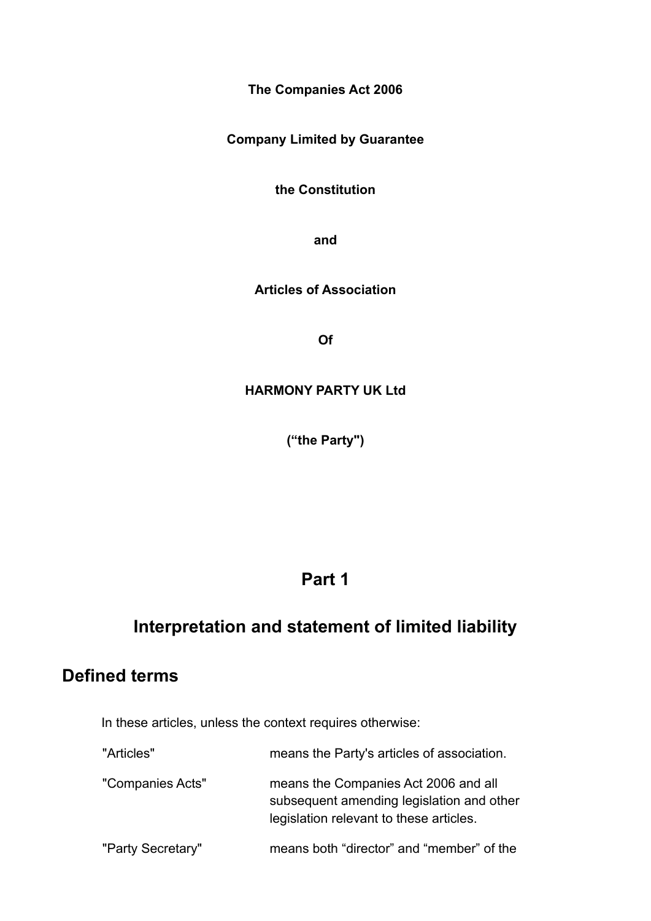**The Companies Act 2006**

**Company Limited by Guarantee**

**the Constitution**

**and**

**Articles of Association**

**Of**

**HARMONY PARTY UK Ltd**

**("the Party")**

# Part 1

# Interpretation and statement of limited liability

## Defined terms

In these articles, unless the context requires otherwise:

| | |
|---|---|
| "Articles" | means the Party's articles of association. |
| "Companies Acts" | means the Companies Act 2006 and all subsequent amending legislation and other legislation relevant to these articles. |
| "Party Secretary" | means both "director" and "member" of the |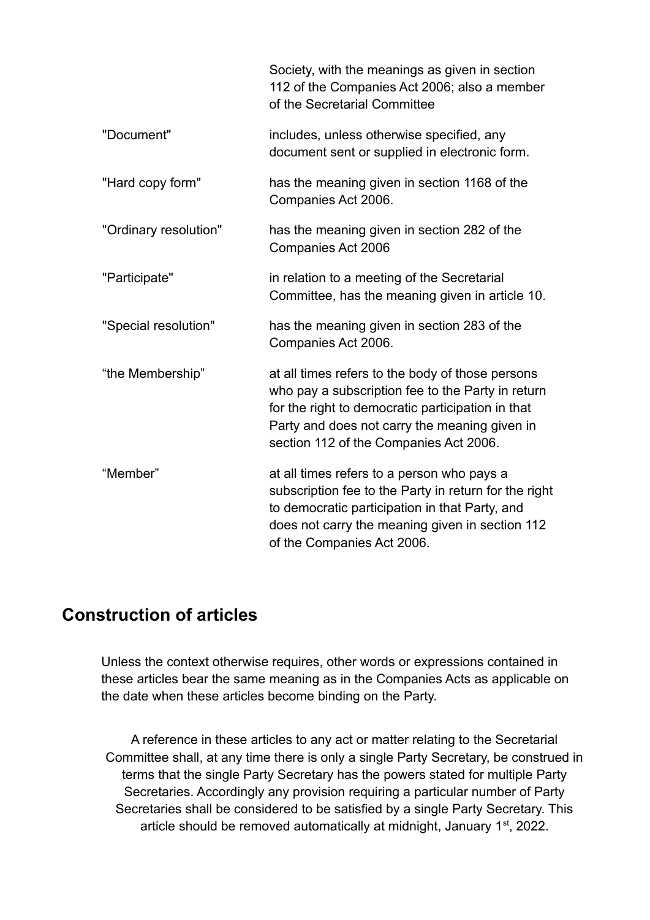| | |
|---|---|
| | Society, with the meanings as given in section 112 of the Companies Act 2006; also a member of the Secretarial Committee |
| "Document" | includes, unless otherwise specified, any document sent or supplied in electronic form. |
| "Hard copy form" | has the meaning given in section 1168 of the Companies Act 2006. |
| "Ordinary resolution" | has the meaning given in section 282 of the Companies Act 2006 |
| "Participate" | in relation to a meeting of the Secretarial Committee, has the meaning given in article 10. |
| "Special resolution" | has the meaning given in section 283 of the Companies Act 2006. |
| "the Membership" | at all times refers to the body of those persons who pay a subscription fee to the Party in return for the right to democratic participation in that Party and does not carry the meaning given in section 112 of the Companies Act 2006. |
| "Member" | at all times refers to a person who pays a subscription fee to the Party in return for the right to democratic participation in that Party, and does not carry the meaning given in section 112 of the Companies Act 2006. |

## Construction of articles

Unless the context otherwise requires, other words or expressions contained in these articles bear the same meaning as in the Companies Acts as applicable on the date when these articles become binding on the Party.

A reference in these articles to any act or matter relating to the Secretarial Committee shall, at any time there is only a single Party Secretary, be construed in terms that the single Party Secretary has the powers stated for multiple Party Secretaries. Accordingly any provision requiring a particular number of Party Secretaries shall be considered to be satisfied by a single Party Secretary. This article should be removed automatically at midnight, January 1st, 2022.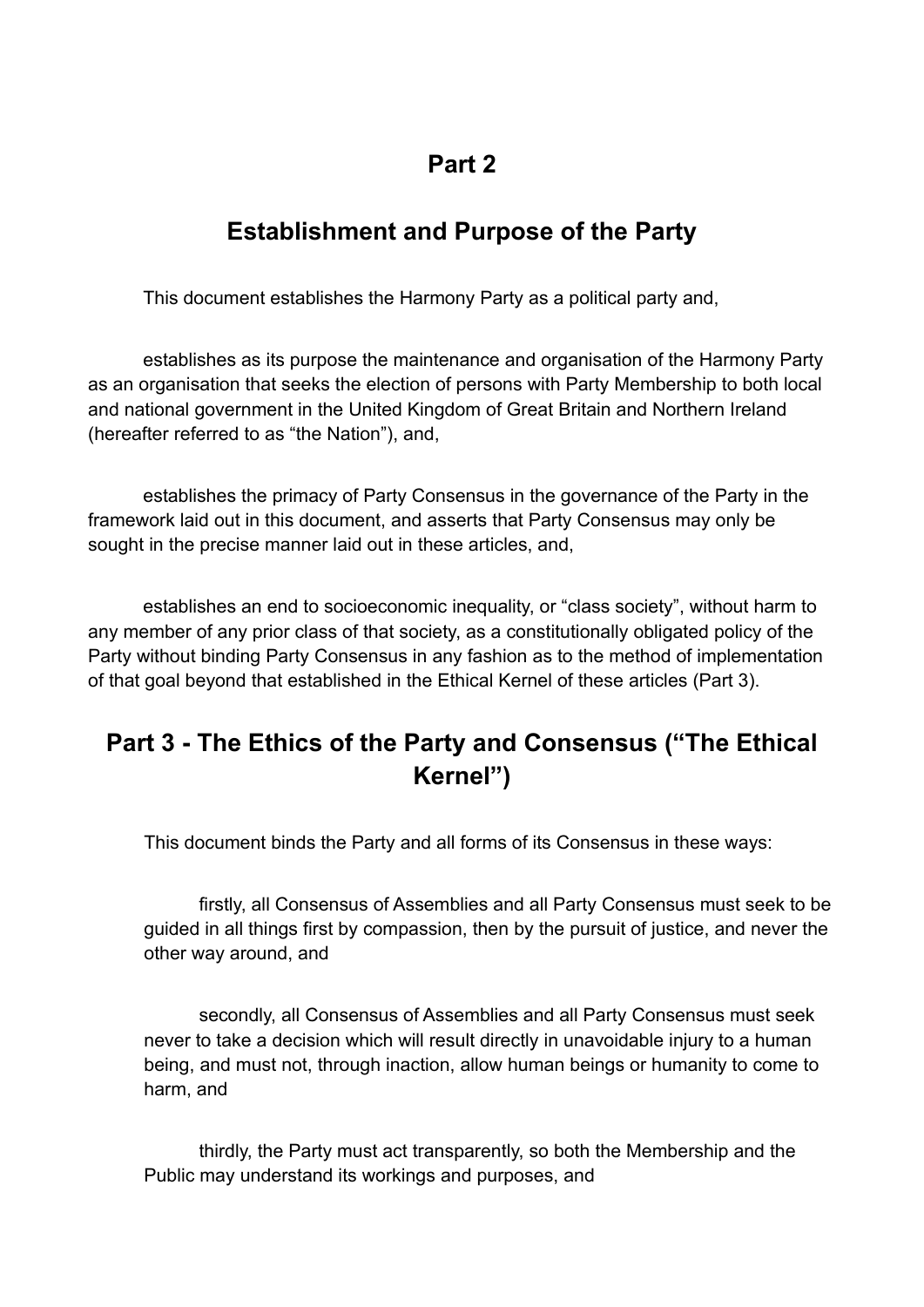## Part 2

## Establishment and Purpose of the Party

This document establishes the Harmony Party as a political party and,

establishes as its purpose the maintenance and organisation of the Harmony Party as an organisation that seeks the election of persons with Party Membership to both local and national government in the United Kingdom of Great Britain and Northern Ireland (hereafter referred to as “the Nation”), and,

establishes the primacy of Party Consensus in the governance of the Party in the framework laid out in this document, and asserts that Party Consensus may only be sought in the precise manner laid out in these articles, and,

establishes an end to socioeconomic inequality, or “class society”, without harm to any member of any prior class of that society, as a constitutionally obligated policy of the Party without binding Party Consensus in any fashion as to the method of implementation of that goal beyond that established in the Ethical Kernel of these articles (Part 3).

## Part 3 - The Ethics of the Party and Consensus (“The Ethical Kernel”)

This document binds the Party and all forms of its Consensus in these ways:

firstly, all Consensus of Assemblies and all Party Consensus must seek to be guided in all things first by compassion, then by the pursuit of justice, and never the other way around, and

secondly, all Consensus of Assemblies and all Party Consensus must seek never to take a decision which will result directly in unavoidable injury to a human being, and must not, through inaction, allow human beings or humanity to come to harm, and

thirdly, the Party must act transparently, so both the Membership and the Public may understand its workings and purposes, and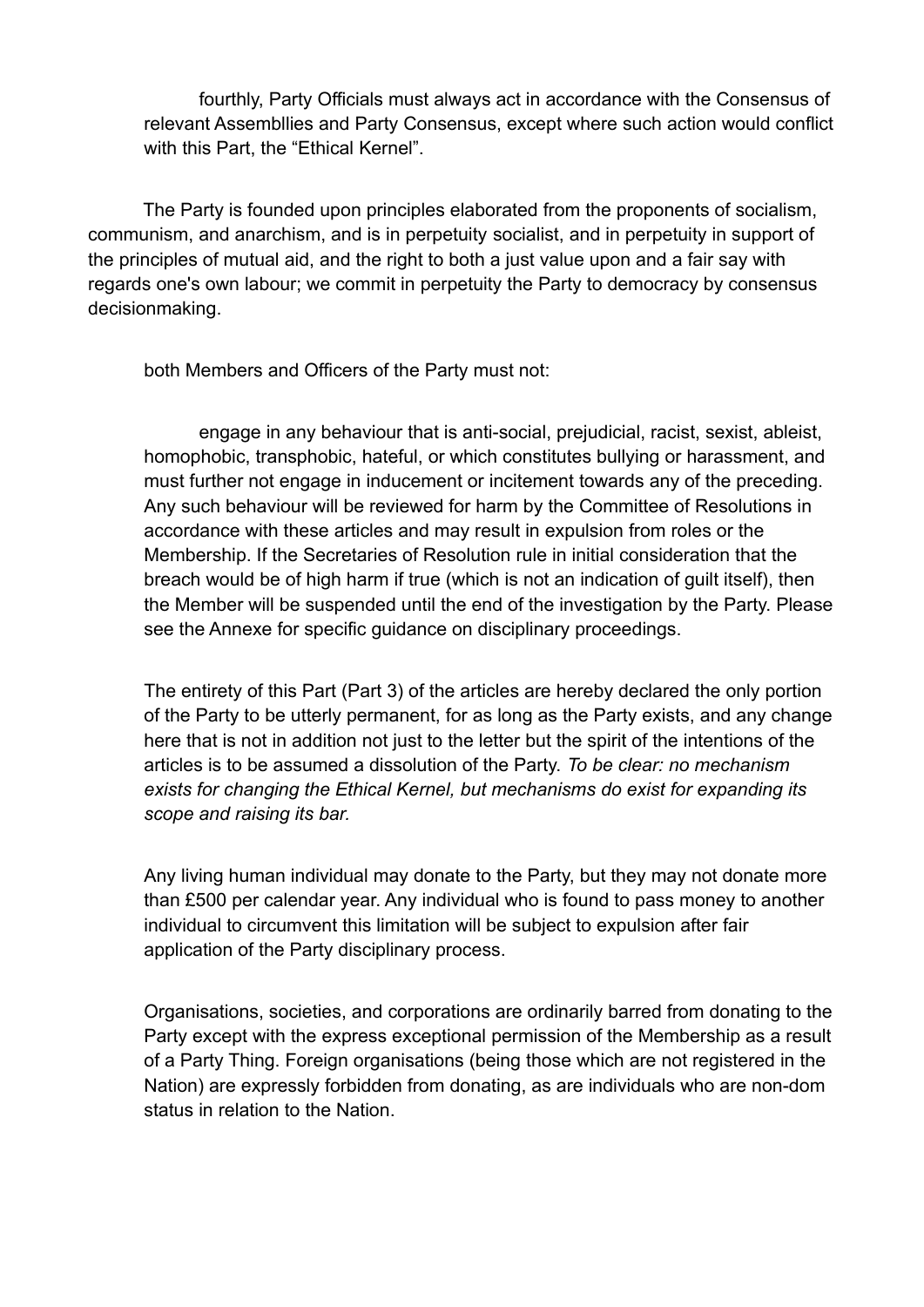fourthly, Party Officials must always act in accordance with the Consensus of relevant Assembllies and Party Consensus, except where such action would conflict with this Part, the "Ethical Kernel".

The Party is founded upon principles elaborated from the proponents of socialism, communism, and anarchism, and is in perpetuity socialist, and in perpetuity in support of the principles of mutual aid, and the right to both a just value upon and a fair say with regards one's own labour; we commit in perpetuity the Party to democracy by consensus decisionmaking.

both Members and Officers of the Party must not:

engage in any behaviour that is anti-social, prejudicial, racist, sexist, ableist, homophobic, transphobic, hateful, or which constitutes bullying or harassment, and must further not engage in inducement or incitement towards any of the preceding. Any such behaviour will be reviewed for harm by the Committee of Resolutions in accordance with these articles and may result in expulsion from roles or the Membership. If the Secretaries of Resolution rule in initial consideration that the breach would be of high harm if true (which is not an indication of guilt itself), then the Member will be suspended until the end of the investigation by the Party. Please see the Annexe for specific guidance on disciplinary proceedings.

The entirety of this Part (Part 3) of the articles are hereby declared the only portion of the Party to be utterly permanent, for as long as the Party exists, and any change here that is not in addition not just to the letter but the spirit of the intentions of the articles is to be assumed a dissolution of the Party. *To be clear: no mechanism exists for changing the Ethical Kernel, but mechanisms do exist for expanding its scope and raising its bar.*

Any living human individual may donate to the Party, but they may not donate more than £500 per calendar year. Any individual who is found to pass money to another individual to circumvent this limitation will be subject to expulsion after fair application of the Party disciplinary process.

Organisations, societies, and corporations are ordinarily barred from donating to the Party except with the express exceptional permission of the Membership as a result of a Party Thing. Foreign organisations (being those which are not registered in the Nation) are expressly forbidden from donating, as are individuals who are non-dom status in relation to the Nation.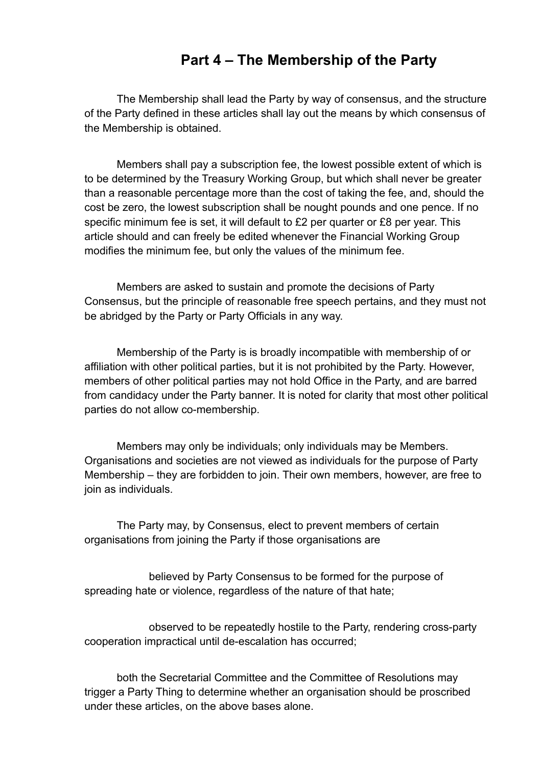# Part 4 – The Membership of the Party

The Membership shall lead the Party by way of consensus, and the structure of the Party defined in these articles shall lay out the means by which consensus of the Membership is obtained.

Members shall pay a subscription fee, the lowest possible extent of which is to be determined by the Treasury Working Group, but which shall never be greater than a reasonable percentage more than the cost of taking the fee, and, should the cost be zero, the lowest subscription shall be nought pounds and one pence. If no specific minimum fee is set, it will default to £2 per quarter or £8 per year. This article should and can freely be edited whenever the Financial Working Group modifies the minimum fee, but only the values of the minimum fee.

Members are asked to sustain and promote the decisions of Party Consensus, but the principle of reasonable free speech pertains, and they must not be abridged by the Party or Party Officials in any way.

Membership of the Party is is broadly incompatible with membership of or affiliation with other political parties, but it is not prohibited by the Party. However, members of other political parties may not hold Office in the Party, and are barred from candidacy under the Party banner. It is noted for clarity that most other political parties do not allow co-membership.

Members may only be individuals; only individuals may be Members. Organisations and societies are not viewed as individuals for the purpose of Party Membership – they are forbidden to join. Their own members, however, are free to join as individuals.

The Party may, by Consensus, elect to prevent members of certain organisations from joining the Party if those organisations are

believed by Party Consensus to be formed for the purpose of spreading hate or violence, regardless of the nature of that hate;

observed to be repeatedly hostile to the Party, rendering cross-party cooperation impractical until de-escalation has occurred;

both the Secretarial Committee and the Committee of Resolutions may trigger a Party Thing to determine whether an organisation should be proscribed under these articles, on the above bases alone.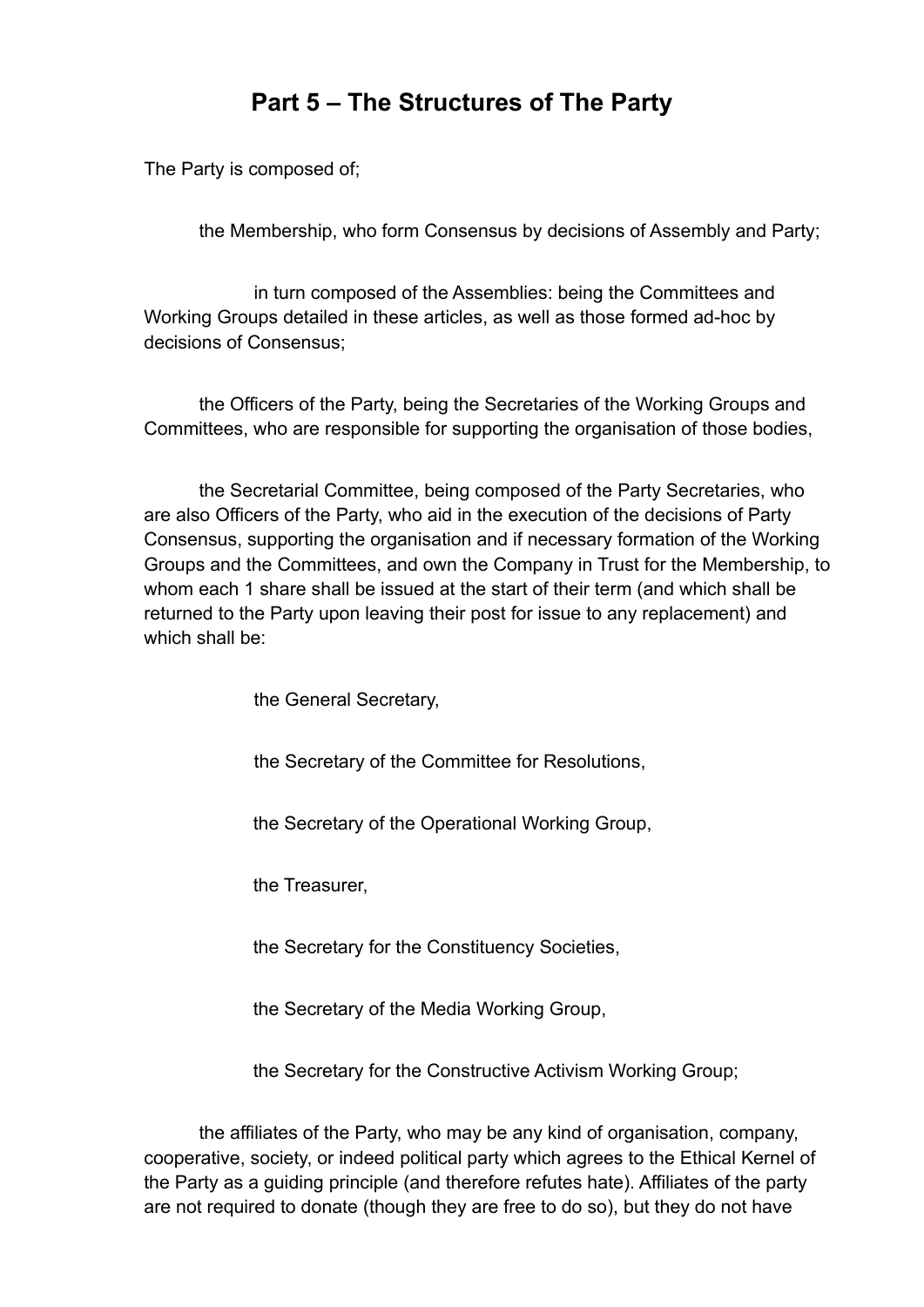## Part 5 – The Structures of The Party

The Party is composed of;

the Membership, who form Consensus by decisions of Assembly and Party;

in turn composed of the Assemblies: being the Committees and Working Groups detailed in these articles, as well as those formed ad-hoc by decisions of Consensus;

the Officers of the Party, being the Secretaries of the Working Groups and Committees, who are responsible for supporting the organisation of those bodies,

the Secretarial Committee, being composed of the Party Secretaries, who are also Officers of the Party, who aid in the execution of the decisions of Party Consensus, supporting the organisation and if necessary formation of the Working Groups and the Committees, and own the Company in Trust for the Membership, to whom each 1 share shall be issued at the start of their term (and which shall be returned to the Party upon leaving their post for issue to any replacement) and which shall be:

the General Secretary,

the Secretary of the Committee for Resolutions,

the Secretary of the Operational Working Group,

the Treasurer,

the Secretary for the Constituency Societies,

the Secretary of the Media Working Group,

the Secretary for the Constructive Activism Working Group;

the affiliates of the Party, who may be any kind of organisation, company, cooperative, society, or indeed political party which agrees to the Ethical Kernel of the Party as a guiding principle (and therefore refutes hate). Affiliates of the party are not required to donate (though they are free to do so), but they do not have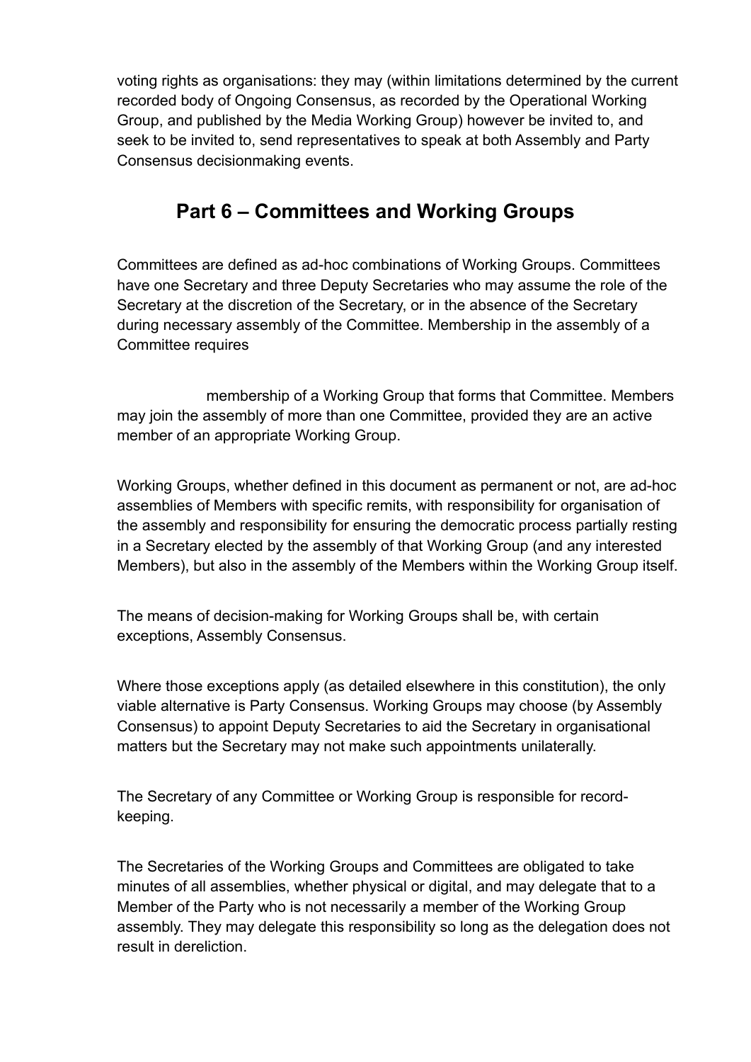voting rights as organisations: they may (within limitations determined by the current recorded body of Ongoing Consensus, as recorded by the Operational Working Group, and published by the Media Working Group) however be invited to, and seek to be invited to, send representatives to speak at both Assembly and Party Consensus decisionmaking events.

## Part 6 – Committees and Working Groups

Committees are defined as ad-hoc combinations of Working Groups. Committees have one Secretary and three Deputy Secretaries who may assume the role of the Secretary at the discretion of the Secretary, or in the absence of the Secretary during necessary assembly of the Committee. Membership in the assembly of a Committee requires

membership of a Working Group that forms that Committee. Members may join the assembly of more than one Committee, provided they are an active member of an appropriate Working Group.

Working Groups, whether defined in this document as permanent or not, are ad-hoc assemblies of Members with specific remits, with responsibility for organisation of the assembly and responsibility for ensuring the democratic process partially resting in a Secretary elected by the assembly of that Working Group (and any interested Members), but also in the assembly of the Members within the Working Group itself.

The means of decision-making for Working Groups shall be, with certain exceptions, Assembly Consensus.

Where those exceptions apply (as detailed elsewhere in this constitution), the only viable alternative is Party Consensus. Working Groups may choose (by Assembly Consensus) to appoint Deputy Secretaries to aid the Secretary in organisational matters but the Secretary may not make such appointments unilaterally.

The Secretary of any Committee or Working Group is responsible for record-keeping.

The Secretaries of the Working Groups and Committees are obligated to take minutes of all assemblies, whether physical or digital, and may delegate that to a Member of the Party who is not necessarily a member of the Working Group assembly. They may delegate this responsibility so long as the delegation does not result in dereliction.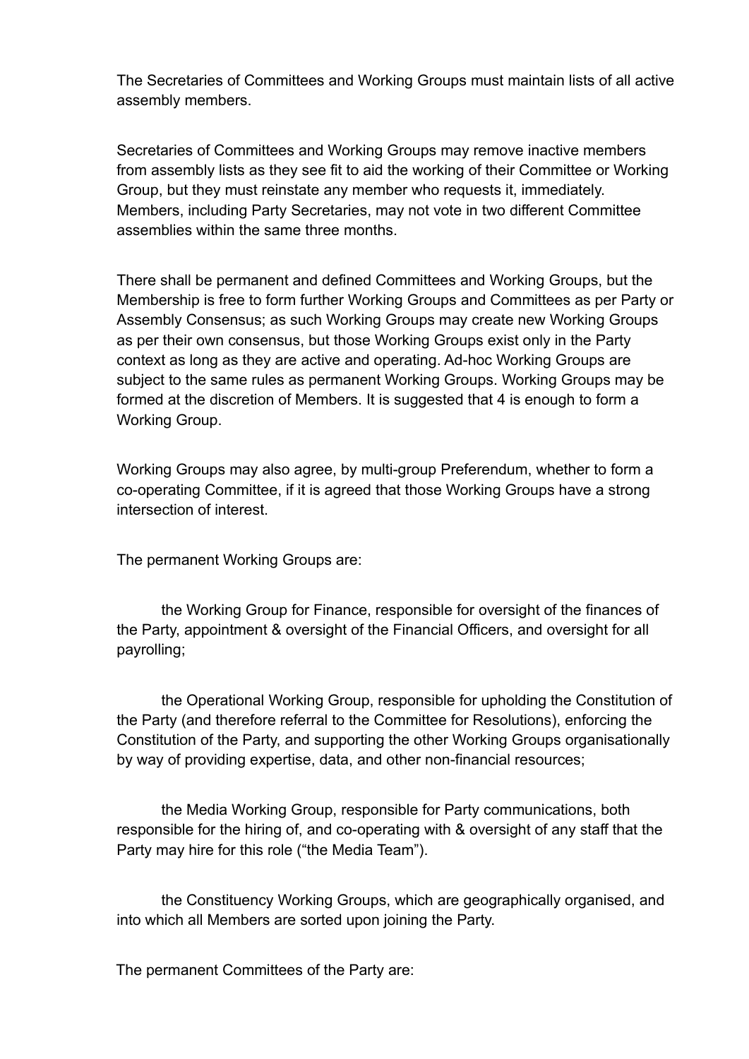The Secretaries of Committees and Working Groups must maintain lists of all active assembly members.

Secretaries of Committees and Working Groups may remove inactive members from assembly lists as they see fit to aid the working of their Committee or Working Group, but they must reinstate any member who requests it, immediately. Members, including Party Secretaries, may not vote in two different Committee assemblies within the same three months.

There shall be permanent and defined Committees and Working Groups, but the Membership is free to form further Working Groups and Committees as per Party or Assembly Consensus; as such Working Groups may create new Working Groups as per their own consensus, but those Working Groups exist only in the Party context as long as they are active and operating. Ad-hoc Working Groups are subject to the same rules as permanent Working Groups. Working Groups may be formed at the discretion of Members. It is suggested that 4 is enough to form a Working Group.

Working Groups may also agree, by multi-group Preferendum, whether to form a co-operating Committee, if it is agreed that those Working Groups have a strong intersection of interest.

The permanent Working Groups are:

the Working Group for Finance, responsible for oversight of the finances of the Party, appointment & oversight of the Financial Officers, and oversight for all payrolling;

the Operational Working Group, responsible for upholding the Constitution of the Party (and therefore referral to the Committee for Resolutions), enforcing the Constitution of the Party, and supporting the other Working Groups organisationally by way of providing expertise, data, and other non-financial resources;

the Media Working Group, responsible for Party communications, both responsible for the hiring of, and co-operating with & oversight of any staff that the Party may hire for this role ("the Media Team").

the Constituency Working Groups, which are geographically organised, and into which all Members are sorted upon joining the Party.

The permanent Committees of the Party are: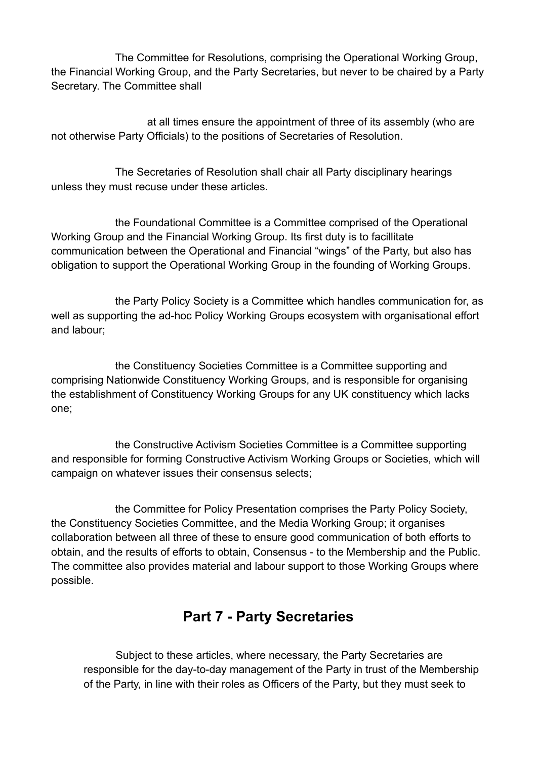The Committee for Resolutions, comprising the Operational Working Group, the Financial Working Group, and the Party Secretaries, but never to be chaired by a Party Secretary. The Committee shall

at all times ensure the appointment of three of its assembly (who are not otherwise Party Officials) to the positions of Secretaries of Resolution.

The Secretaries of Resolution shall chair all Party disciplinary hearings unless they must recuse under these articles.

the Foundational Committee is a Committee comprised of the Operational Working Group and the Financial Working Group. Its first duty is to facillitate communication between the Operational and Financial "wings" of the Party, but also has obligation to support the Operational Working Group in the founding of Working Groups.

the Party Policy Society is a Committee which handles communication for, as well as supporting the ad-hoc Policy Working Groups ecosystem with organisational effort and labour;

the Constituency Societies Committee is a Committee supporting and comprising Nationwide Constituency Working Groups, and is responsible for organising the establishment of Constituency Working Groups for any UK constituency which lacks one;

the Constructive Activism Societies Committee is a Committee supporting and responsible for forming Constructive Activism Working Groups or Societies, which will campaign on whatever issues their consensus selects;

the Committee for Policy Presentation comprises the Party Policy Society, the Constituency Societies Committee, and the Media Working Group; it organises collaboration between all three of these to ensure good communication of both efforts to obtain, and the results of efforts to obtain, Consensus - to the Membership and the Public. The committee also provides material and labour support to those Working Groups where possible.

## Part 7 - Party Secretaries

Subject to these articles, where necessary, the Party Secretaries are responsible for the day-to-day management of the Party in trust of the Membership of the Party, in line with their roles as Officers of the Party, but they must seek to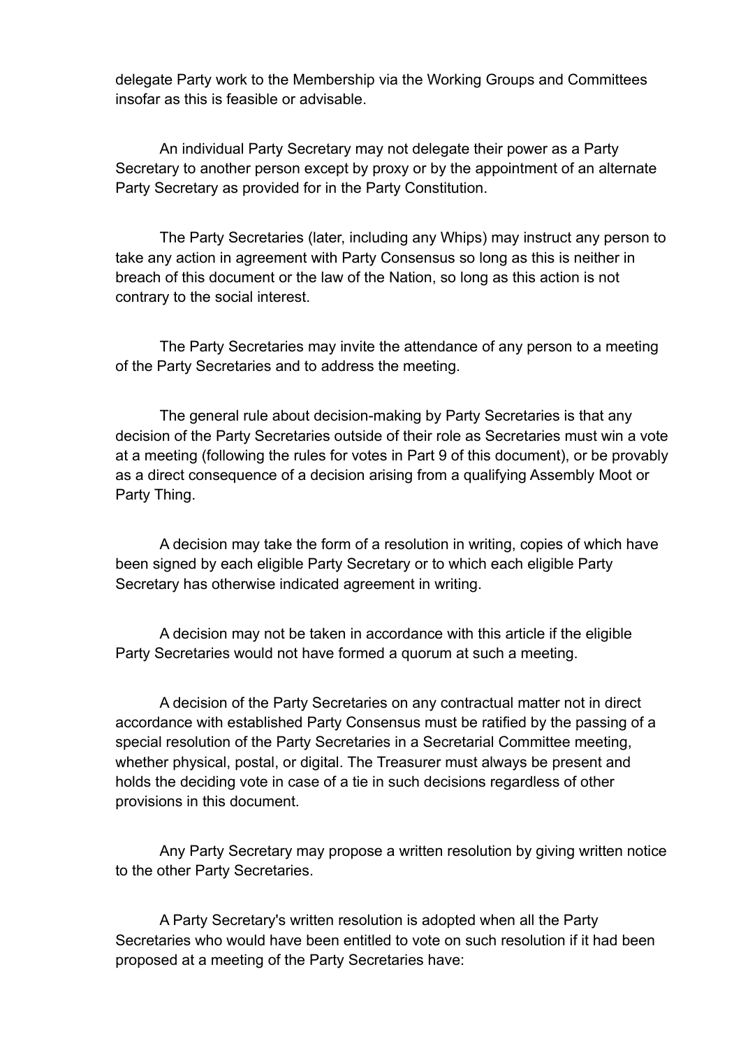delegate Party work to the Membership via the Working Groups and Committees insofar as this is feasible or advisable.

An individual Party Secretary may not delegate their power as a Party Secretary to another person except by proxy or by the appointment of an alternate Party Secretary as provided for in the Party Constitution.

The Party Secretaries (later, including any Whips) may instruct any person to take any action in agreement with Party Consensus so long as this is neither in breach of this document or the law of the Nation, so long as this action is not contrary to the social interest.

The Party Secretaries may invite the attendance of any person to a meeting of the Party Secretaries and to address the meeting.

The general rule about decision-making by Party Secretaries is that any decision of the Party Secretaries outside of their role as Secretaries must win a vote at a meeting (following the rules for votes in Part 9 of this document), or be provably as a direct consequence of a decision arising from a qualifying Assembly Moot or Party Thing.

A decision may take the form of a resolution in writing, copies of which have been signed by each eligible Party Secretary or to which each eligible Party Secretary has otherwise indicated agreement in writing.

A decision may not be taken in accordance with this article if the eligible Party Secretaries would not have formed a quorum at such a meeting.

A decision of the Party Secretaries on any contractual matter not in direct accordance with established Party Consensus must be ratified by the passing of a special resolution of the Party Secretaries in a Secretarial Committee meeting, whether physical, postal, or digital. The Treasurer must always be present and holds the deciding vote in case of a tie in such decisions regardless of other provisions in this document.

Any Party Secretary may propose a written resolution by giving written notice to the other Party Secretaries.

A Party Secretary's written resolution is adopted when all the Party Secretaries who would have been entitled to vote on such resolution if it had been proposed at a meeting of the Party Secretaries have: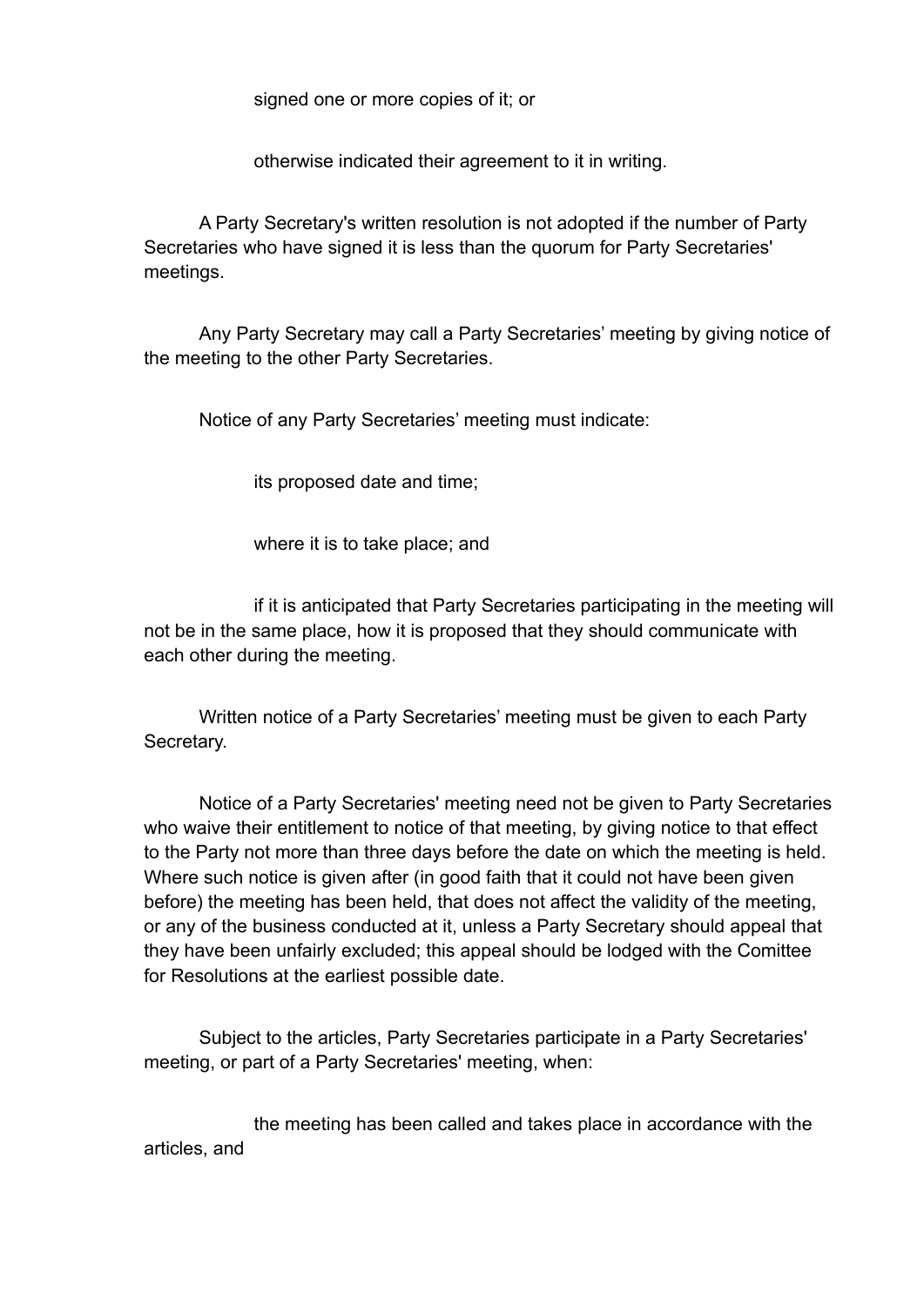signed one or more copies of it; or

otherwise indicated their agreement to it in writing.

A Party Secretary's written resolution is not adopted if the number of Party Secretaries who have signed it is less than the quorum for Party Secretaries' meetings.

Any Party Secretary may call a Party Secretaries' meeting by giving notice of the meeting to the other Party Secretaries.

Notice of any Party Secretaries' meeting must indicate:

its proposed date and time;

where it is to take place; and

if it is anticipated that Party Secretaries participating in the meeting will not be in the same place, how it is proposed that they should communicate with each other during the meeting.

Written notice of a Party Secretaries' meeting must be given to each Party Secretary.

Notice of a Party Secretaries' meeting need not be given to Party Secretaries who waive their entitlement to notice of that meeting, by giving notice to that effect to the Party not more than three days before the date on which the meeting is held. Where such notice is given after (in good faith that it could not have been given before) the meeting has been held, that does not affect the validity of the meeting, or any of the business conducted at it, unless a Party Secretary should appeal that they have been unfairly excluded; this appeal should be lodged with the Comittee for Resolutions at the earliest possible date.

Subject to the articles, Party Secretaries participate in a Party Secretaries' meeting, or part of a Party Secretaries' meeting, when:

the meeting has been called and takes place in accordance with the articles, and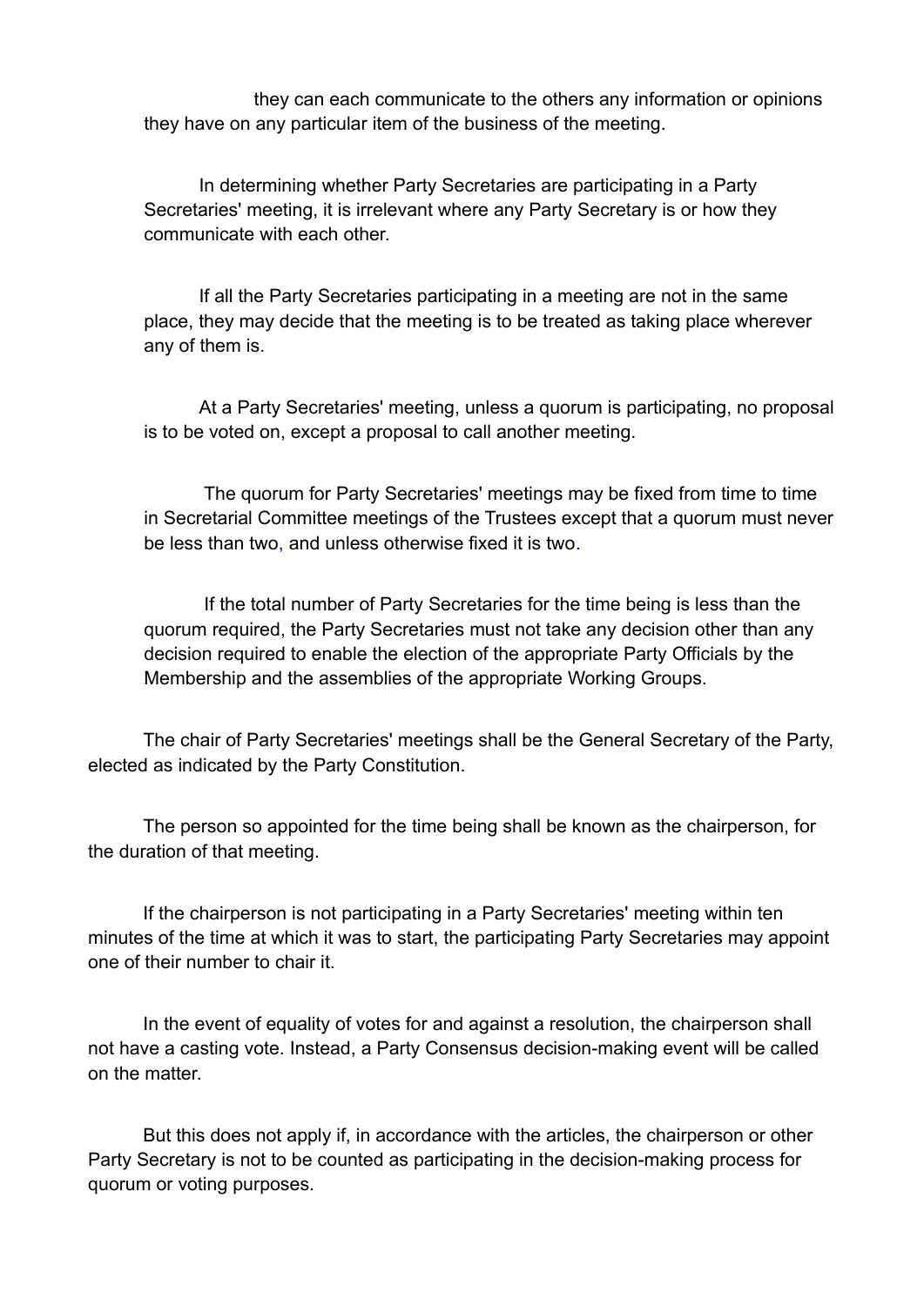they can each communicate to the others any information or opinions they have on any particular item of the business of the meeting.

In determining whether Party Secretaries are participating in a Party Secretaries' meeting, it is irrelevant where any Party Secretary is or how they communicate with each other.

If all the Party Secretaries participating in a meeting are not in the same place, they may decide that the meeting is to be treated as taking place wherever any of them is.

At a Party Secretaries' meeting, unless a quorum is participating, no proposal is to be voted on, except a proposal to call another meeting.

The quorum for Party Secretaries' meetings may be fixed from time to time in Secretarial Committee meetings of the Trustees except that a quorum must never be less than two, and unless otherwise fixed it is two.

If the total number of Party Secretaries for the time being is less than the quorum required, the Party Secretaries must not take any decision other than any decision required to enable the election of the appropriate Party Officials by the Membership and the assemblies of the appropriate Working Groups.

The chair of Party Secretaries' meetings shall be the General Secretary of the Party, elected as indicated by the Party Constitution.

The person so appointed for the time being shall be known as the chairperson, for the duration of that meeting.

If the chairperson is not participating in a Party Secretaries' meeting within ten minutes of the time at which it was to start, the participating Party Secretaries may appoint one of their number to chair it.

In the event of equality of votes for and against a resolution, the chairperson shall not have a casting vote. Instead, a Party Consensus decision-making event will be called on the matter.

But this does not apply if, in accordance with the articles, the chairperson or other Party Secretary is not to be counted as participating in the decision-making process for quorum or voting purposes.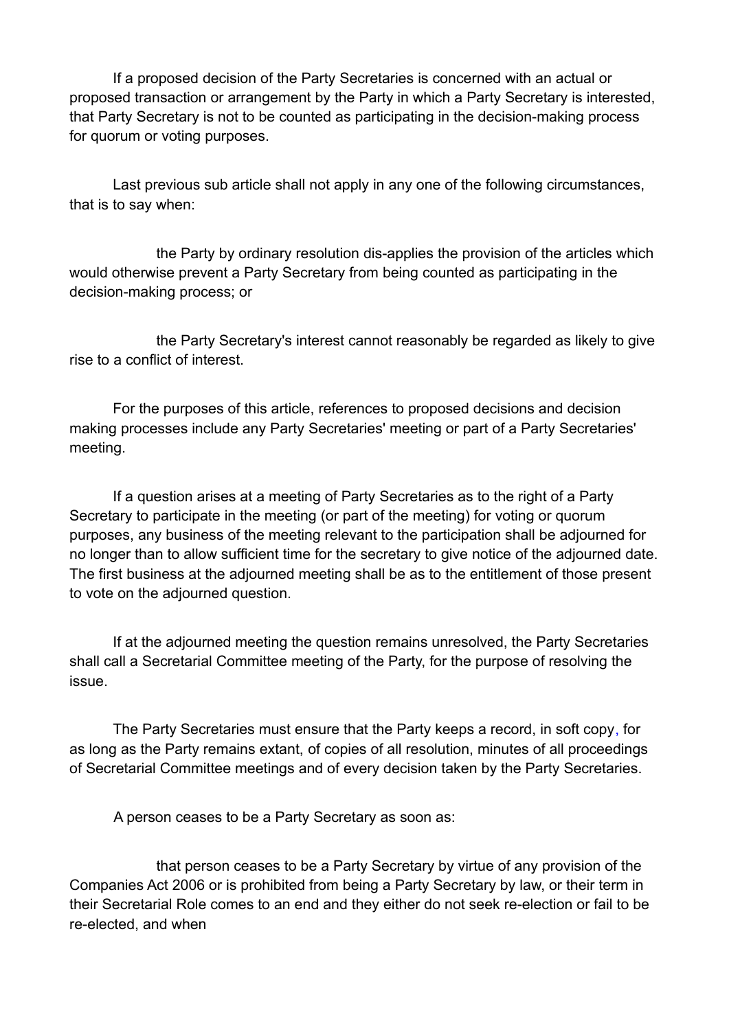If a proposed decision of the Party Secretaries is concerned with an actual or proposed transaction or arrangement by the Party in which a Party Secretary is interested, that Party Secretary is not to be counted as participating in the decision-making process for quorum or voting purposes.

Last previous sub article shall not apply in any one of the following circumstances, that is to say when:

the Party by ordinary resolution dis-applies the provision of the articles which would otherwise prevent a Party Secretary from being counted as participating in the decision-making process; or

the Party Secretary's interest cannot reasonably be regarded as likely to give rise to a conflict of interest.

For the purposes of this article, references to proposed decisions and decision making processes include any Party Secretaries' meeting or part of a Party Secretaries' meeting.

If a question arises at a meeting of Party Secretaries as to the right of a Party Secretary to participate in the meeting (or part of the meeting) for voting or quorum purposes, any business of the meeting relevant to the participation shall be adjourned for no longer than to allow sufficient time for the secretary to give notice of the adjourned date. The first business at the adjourned meeting shall be as to the entitlement of those present to vote on the adjourned question.

If at the adjourned meeting the question remains unresolved, the Party Secretaries shall call a Secretarial Committee meeting of the Party, for the purpose of resolving the issue.

The Party Secretaries must ensure that the Party keeps a record, in soft copy, for as long as the Party remains extant, of copies of all resolution, minutes of all proceedings of Secretarial Committee meetings and of every decision taken by the Party Secretaries.

A person ceases to be a Party Secretary as soon as:

that person ceases to be a Party Secretary by virtue of any provision of the Companies Act 2006 or is prohibited from being a Party Secretary by law, or their term in their Secretarial Role comes to an end and they either do not seek re-election or fail to be re-elected, and when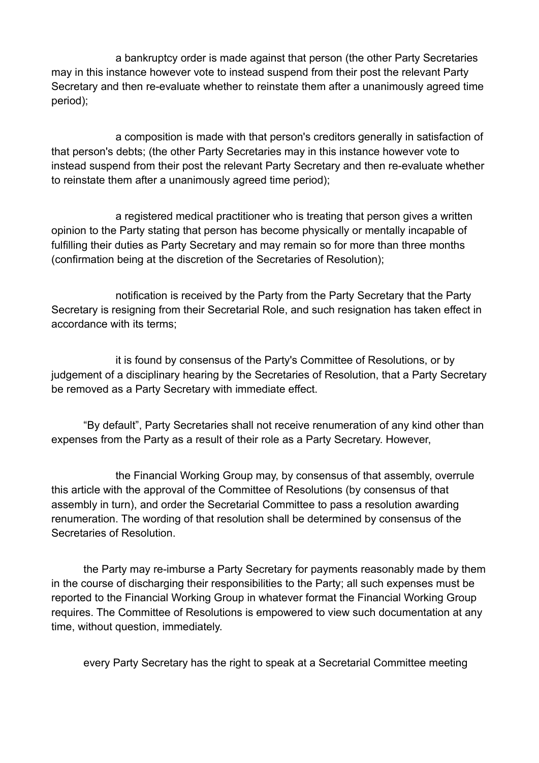a bankruptcy order is made against that person (the other Party Secretaries may in this instance however vote to instead suspend from their post the relevant Party Secretary and then re-evaluate whether to reinstate them after a unanimously agreed time period);

a composition is made with that person's creditors generally in satisfaction of that person's debts; (the other Party Secretaries may in this instance however vote to instead suspend from their post the relevant Party Secretary and then re-evaluate whether to reinstate them after a unanimously agreed time period);

a registered medical practitioner who is treating that person gives a written opinion to the Party stating that person has become physically or mentally incapable of fulfilling their duties as Party Secretary and may remain so for more than three months (confirmation being at the discretion of the Secretaries of Resolution);

notification is received by the Party from the Party Secretary that the Party Secretary is resigning from their Secretarial Role, and such resignation has taken effect in accordance with its terms;

it is found by consensus of the Party's Committee of Resolutions, or by judgement of a disciplinary hearing by the Secretaries of Resolution, that a Party Secretary be removed as a Party Secretary with immediate effect.

"By default", Party Secretaries shall not receive renumeration of any kind other than expenses from the Party as a result of their role as a Party Secretary. However,

the Financial Working Group may, by consensus of that assembly, overrule this article with the approval of the Committee of Resolutions (by consensus of that assembly in turn), and order the Secretarial Committee to pass a resolution awarding renumeration. The wording of that resolution shall be determined by consensus of the Secretaries of Resolution.

the Party may re-imburse a Party Secretary for payments reasonably made by them in the course of discharging their responsibilities to the Party; all such expenses must be reported to the Financial Working Group in whatever format the Financial Working Group requires. The Committee of Resolutions is empowered to view such documentation at any time, without question, immediately.

every Party Secretary has the right to speak at a Secretarial Committee meeting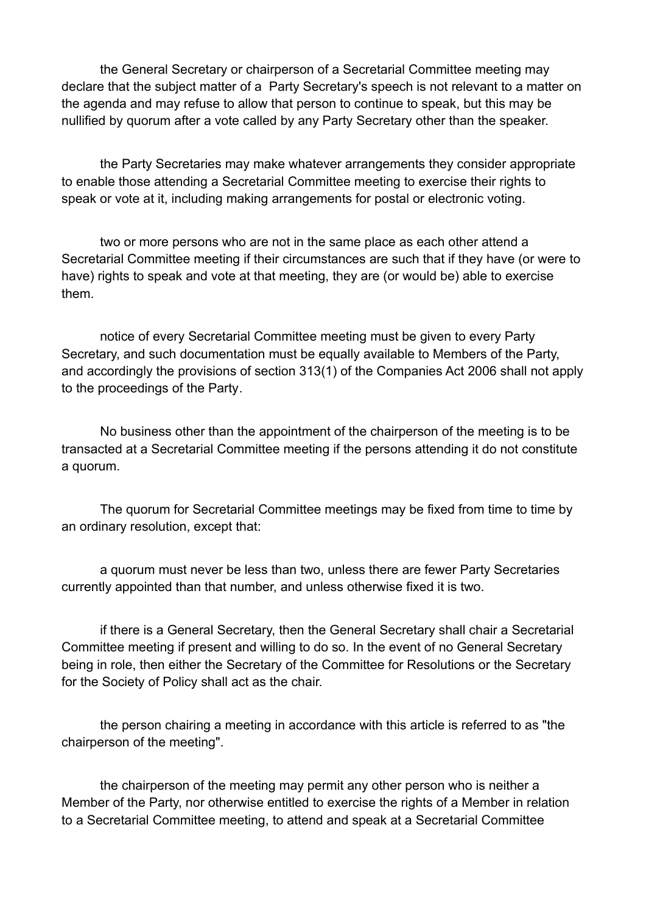the General Secretary or chairperson of a Secretarial Committee meeting may declare that the subject matter of a Party Secretary's speech is not relevant to a matter on the agenda and may refuse to allow that person to continue to speak, but this may be nullified by quorum after a vote called by any Party Secretary other than the speaker.

the Party Secretaries may make whatever arrangements they consider appropriate to enable those attending a Secretarial Committee meeting to exercise their rights to speak or vote at it, including making arrangements for postal or electronic voting.

two or more persons who are not in the same place as each other attend a Secretarial Committee meeting if their circumstances are such that if they have (or were to have) rights to speak and vote at that meeting, they are (or would be) able to exercise them.

notice of every Secretarial Committee meeting must be given to every Party Secretary, and such documentation must be equally available to Members of the Party, and accordingly the provisions of section 313(1) of the Companies Act 2006 shall not apply to the proceedings of the Party.

No business other than the appointment of the chairperson of the meeting is to be transacted at a Secretarial Committee meeting if the persons attending it do not constitute a quorum.

The quorum for Secretarial Committee meetings may be fixed from time to time by an ordinary resolution, except that:

a quorum must never be less than two, unless there are fewer Party Secretaries currently appointed than that number, and unless otherwise fixed it is two.

if there is a General Secretary, then the General Secretary shall chair a Secretarial Committee meeting if present and willing to do so. In the event of no General Secretary being in role, then either the Secretary of the Committee for Resolutions or the Secretary for the Society of Policy shall act as the chair.

the person chairing a meeting in accordance with this article is referred to as "the chairperson of the meeting".

the chairperson of the meeting may permit any other person who is neither a Member of the Party, nor otherwise entitled to exercise the rights of a Member in relation to a Secretarial Committee meeting, to attend and speak at a Secretarial Committee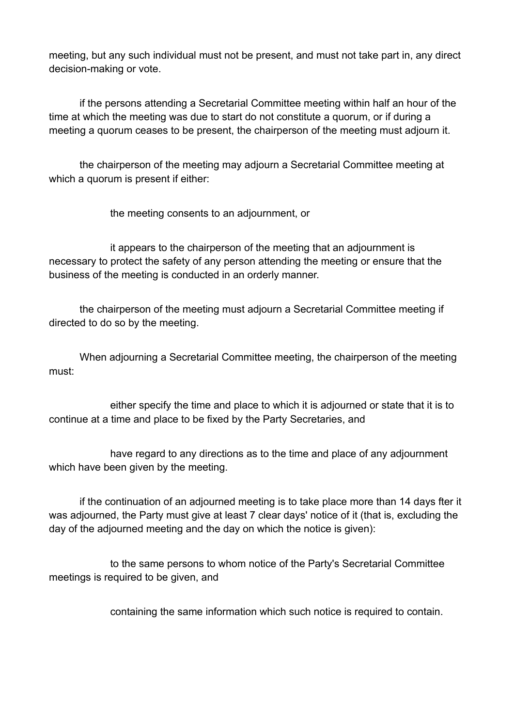meeting, but any such individual must not be present, and must not take part in, any direct decision-making or vote.

if the persons attending a Secretarial Committee meeting within half an hour of the time at which the meeting was due to start do not constitute a quorum, or if during a meeting a quorum ceases to be present, the chairperson of the meeting must adjourn it.

the chairperson of the meeting may adjourn a Secretarial Committee meeting at which a quorum is present if either:

the meeting consents to an adjournment, or

it appears to the chairperson of the meeting that an adjournment is necessary to protect the safety of any person attending the meeting or ensure that the business of the meeting is conducted in an orderly manner.

the chairperson of the meeting must adjourn a Secretarial Committee meeting if directed to do so by the meeting.

When adjourning a Secretarial Committee meeting, the chairperson of the meeting must:

either specify the time and place to which it is adjourned or state that it is to continue at a time and place to be fixed by the Party Secretaries, and

have regard to any directions as to the time and place of any adjournment which have been given by the meeting.

if the continuation of an adjourned meeting is to take place more than 14 days fter it was adjourned, the Party must give at least 7 clear days' notice of it (that is, excluding the day of the adjourned meeting and the day on which the notice is given):

to the same persons to whom notice of the Party's Secretarial Committee meetings is required to be given, and

containing the same information which such notice is required to contain.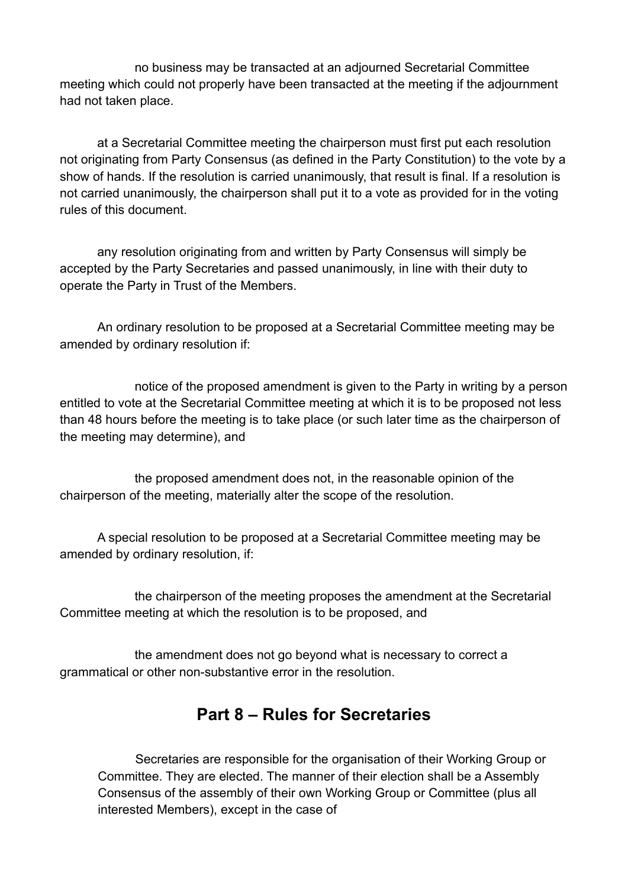no business may be transacted at an adjourned Secretarial Committee meeting which could not properly have been transacted at the meeting if the adjournment had not taken place.

at a Secretarial Committee meeting the chairperson must first put each resolution not originating from Party Consensus (as defined in the Party Constitution) to the vote by a show of hands. If the resolution is carried unanimously, that result is final. If a resolution is not carried unanimously, the chairperson shall put it to a vote as provided for in the voting rules of this document.

any resolution originating from and written by Party Consensus will simply be accepted by the Party Secretaries and passed unanimously, in line with their duty to operate the Party in Trust of the Members.

An ordinary resolution to be proposed at a Secretarial Committee meeting may be amended by ordinary resolution if:

notice of the proposed amendment is given to the Party in writing by a person entitled to vote at the Secretarial Committee meeting at which it is to be proposed not less than 48 hours before the meeting is to take place (or such later time as the chairperson of the meeting may determine), and

the proposed amendment does not, in the reasonable opinion of the chairperson of the meeting, materially alter the scope of the resolution.

A special resolution to be proposed at a Secretarial Committee meeting may be amended by ordinary resolution, if:

the chairperson of the meeting proposes the amendment at the Secretarial Committee meeting at which the resolution is to be proposed, and

the amendment does not go beyond what is necessary to correct a grammatical or other non-substantive error in the resolution.

## Part 8 – Rules for Secretaries

Secretaries are responsible for the organisation of their Working Group or Committee. They are elected. The manner of their election shall be a Assembly Consensus of the assembly of their own Working Group or Committee (plus all interested Members), except in the case of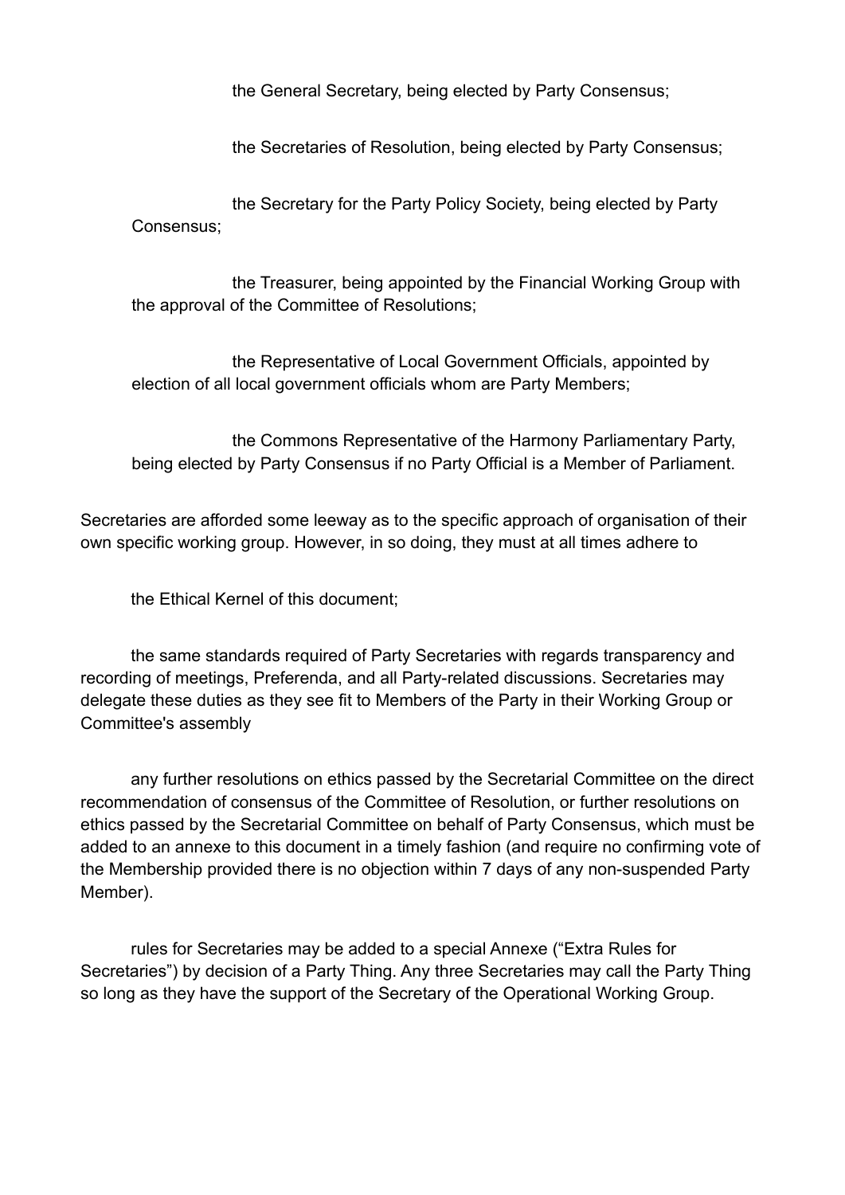the General Secretary, being elected by Party Consensus;

the Secretaries of Resolution, being elected by Party Consensus;

the Secretary for the Party Policy Society, being elected by Party Consensus;

the Treasurer, being appointed by the Financial Working Group with the approval of the Committee of Resolutions;

the Representative of Local Government Officials, appointed by election of all local government officials whom are Party Members;

the Commons Representative of the Harmony Parliamentary Party, being elected by Party Consensus if no Party Official is a Member of Parliament.

Secretaries are afforded some leeway as to the specific approach of organisation of their own specific working group. However, in so doing, they must at all times adhere to

the Ethical Kernel of this document;

the same standards required of Party Secretaries with regards transparency and recording of meetings, Preferenda, and all Party-related discussions. Secretaries may delegate these duties as they see fit to Members of the Party in their Working Group or Committee's assembly

any further resolutions on ethics passed by the Secretarial Committee on the direct recommendation of consensus of the Committee of Resolution, or further resolutions on ethics passed by the Secretarial Committee on behalf of Party Consensus, which must be added to an annexe to this document in a timely fashion (and require no confirming vote of the Membership provided there is no objection within 7 days of any non-suspended Party Member).

rules for Secretaries may be added to a special Annexe ("Extra Rules for Secretaries") by decision of a Party Thing. Any three Secretaries may call the Party Thing so long as they have the support of the Secretary of the Operational Working Group.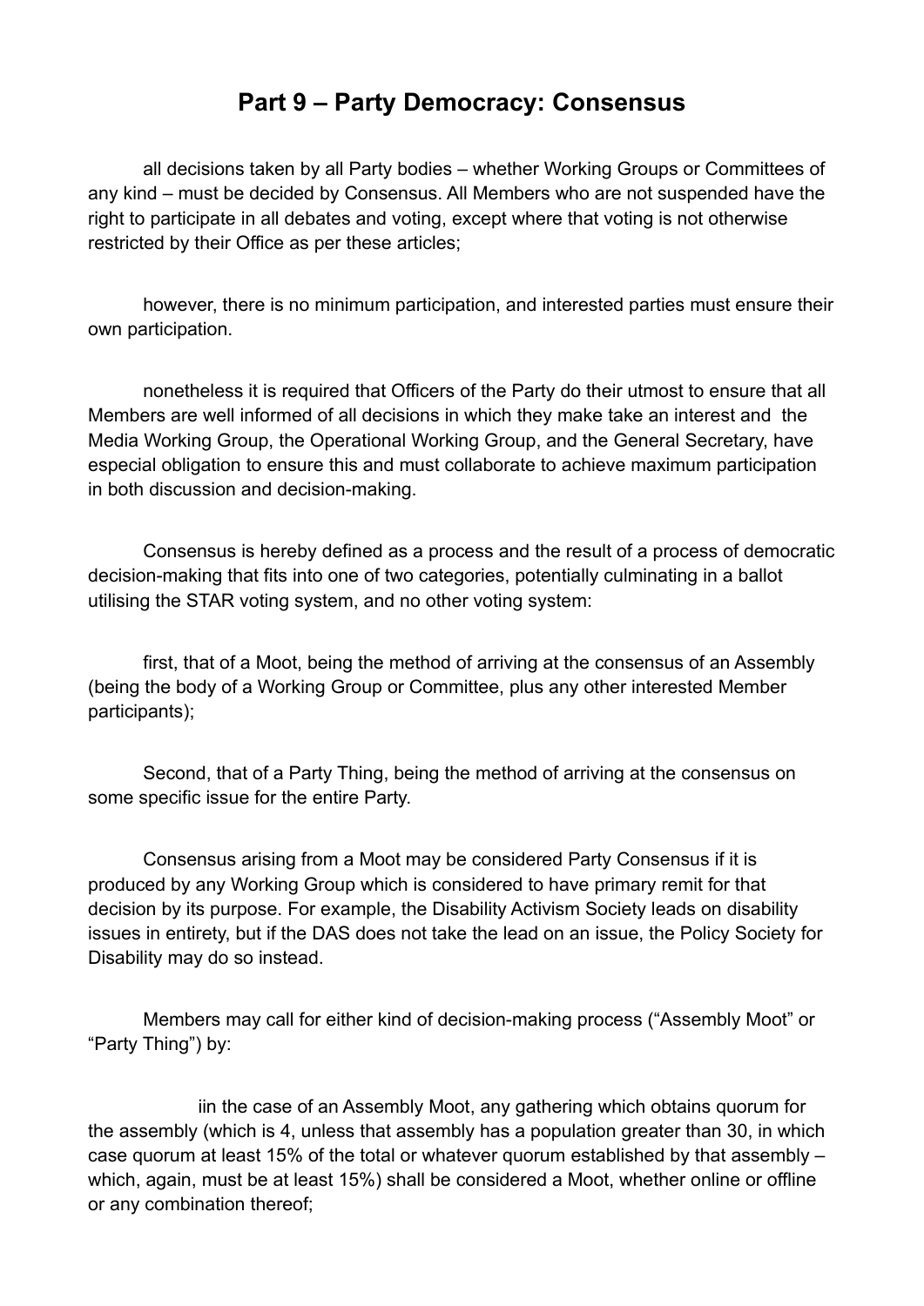## Part 9 – Party Democracy: Consensus

all decisions taken by all Party bodies – whether Working Groups or Committees of any kind – must be decided by Consensus. All Members who are not suspended have the right to participate in all debates and voting, except where that voting is not otherwise restricted by their Office as per these articles;

however, there is no minimum participation, and interested parties must ensure their own participation.

nonetheless it is required that Officers of the Party do their utmost to ensure that all Members are well informed of all decisions in which they make take an interest and the Media Working Group, the Operational Working Group, and the General Secretary, have especial obligation to ensure this and must collaborate to achieve maximum participation in both discussion and decision-making.

Consensus is hereby defined as a process and the result of a process of democratic decision-making that fits into one of two categories, potentially culminating in a ballot utilising the STAR voting system, and no other voting system:

first, that of a Moot, being the method of arriving at the consensus of an Assembly (being the body of a Working Group or Committee, plus any other interested Member participants);

Second, that of a Party Thing, being the method of arriving at the consensus on some specific issue for the entire Party.

Consensus arising from a Moot may be considered Party Consensus if it is produced by any Working Group which is considered to have primary remit for that decision by its purpose. For example, the Disability Activism Society leads on disability issues in entirety, but if the DAS does not take the lead on an issue, the Policy Society for Disability may do so instead.

Members may call for either kind of decision-making process ("Assembly Moot" or "Party Thing") by:

iin the case of an Assembly Moot, any gathering which obtains quorum for the assembly (which is 4, unless that assembly has a population greater than 30, in which case quorum at least 15% of the total or whatever quorum established by that assembly – which, again, must be at least 15%) shall be considered a Moot, whether online or offline or any combination thereof;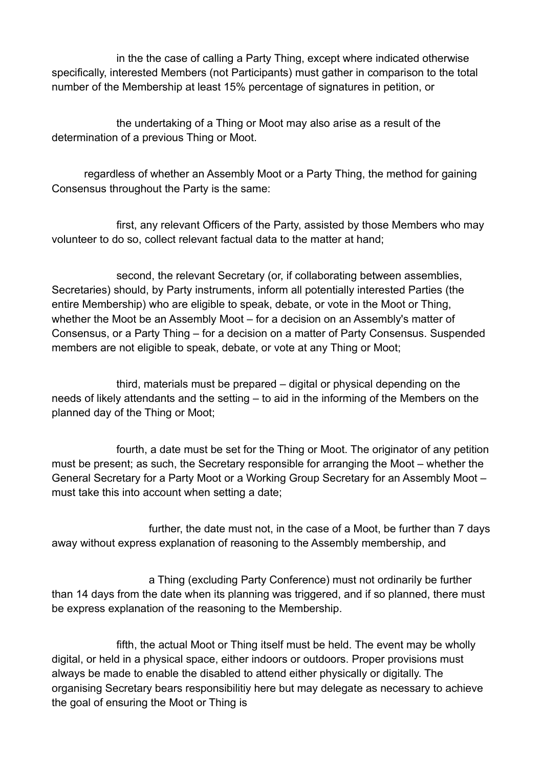in the the case of calling a Party Thing, except where indicated otherwise specifically, interested Members (not Participants) must gather in comparison to the total number of the Membership at least 15% percentage of signatures in petition, or

the undertaking of a Thing or Moot may also arise as a result of the determination of a previous Thing or Moot.

regardless of whether an Assembly Moot or a Party Thing, the method for gaining Consensus throughout the Party is the same:

first, any relevant Officers of the Party, assisted by those Members who may volunteer to do so, collect relevant factual data to the matter at hand;

second, the relevant Secretary (or, if collaborating between assemblies, Secretaries) should, by Party instruments, inform all potentially interested Parties (the entire Membership) who are eligible to speak, debate, or vote in the Moot or Thing, whether the Moot be an Assembly Moot – for a decision on an Assembly's matter of Consensus, or a Party Thing – for a decision on a matter of Party Consensus. Suspended members are not eligible to speak, debate, or vote at any Thing or Moot;

third, materials must be prepared – digital or physical depending on the needs of likely attendants and the setting – to aid in the informing of the Members on the planned day of the Thing or Moot;

fourth, a date must be set for the Thing or Moot. The originator of any petition must be present; as such, the Secretary responsible for arranging the Moot – whether the General Secretary for a Party Moot or a Working Group Secretary for an Assembly Moot – must take this into account when setting a date;

further, the date must not, in the case of a Moot, be further than 7 days away without express explanation of reasoning to the Assembly membership, and

a Thing (excluding Party Conference) must not ordinarily be further than 14 days from the date when its planning was triggered, and if so planned, there must be express explanation of the reasoning to the Membership.

fifth, the actual Moot or Thing itself must be held. The event may be wholly digital, or held in a physical space, either indoors or outdoors. Proper provisions must always be made to enable the disabled to attend either physically or digitally. The organising Secretary bears responsibilitiy here but may delegate as necessary to achieve the goal of ensuring the Moot or Thing is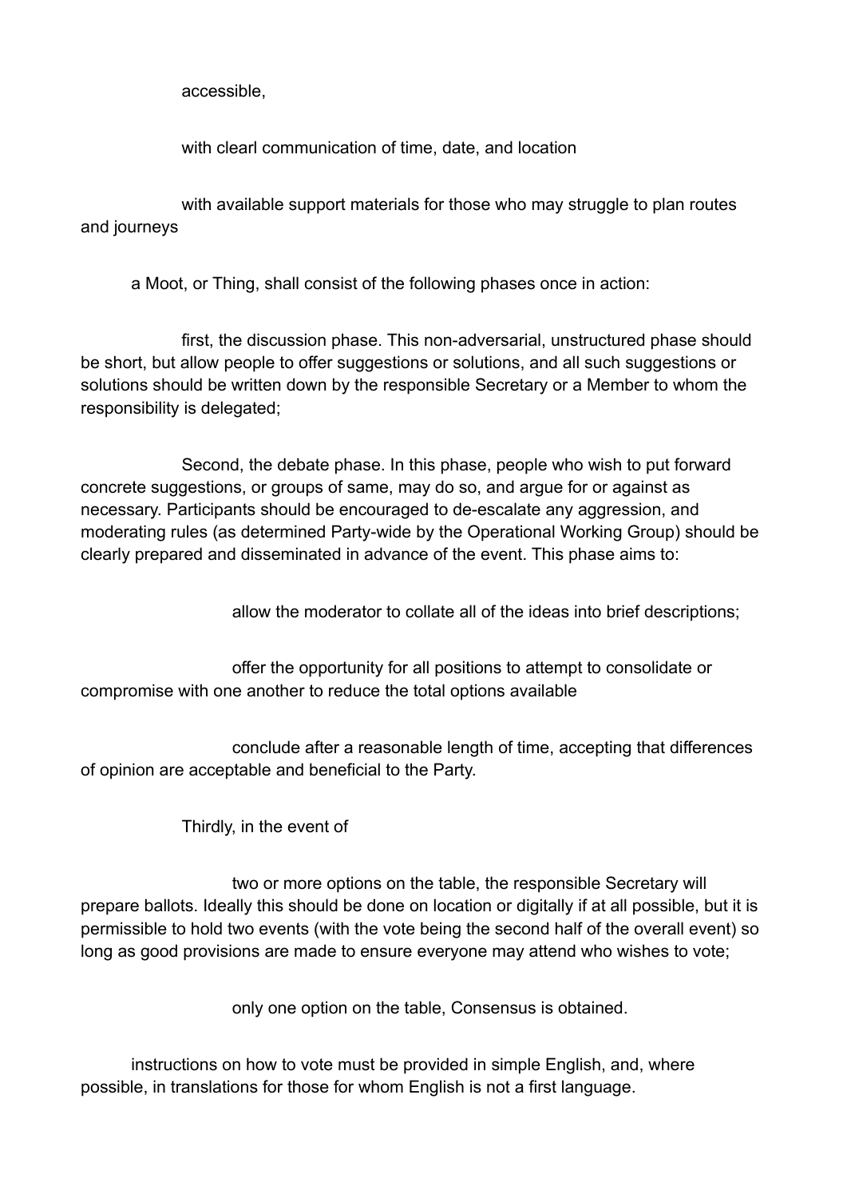accessible,

with clearl communication of time, date, and location

with available support materials for those who may struggle to plan routes and journeys

a Moot, or Thing, shall consist of the following phases once in action:

first, the discussion phase. This non-adversarial, unstructured phase should be short, but allow people to offer suggestions or solutions, and all such suggestions or solutions should be written down by the responsible Secretary or a Member to whom the responsibility is delegated;

Second, the debate phase. In this phase, people who wish to put forward concrete suggestions, or groups of same, may do so, and argue for or against as necessary. Participants should be encouraged to de-escalate any aggression, and moderating rules (as determined Party-wide by the Operational Working Group) should be clearly prepared and disseminated in advance of the event. This phase aims to:

allow the moderator to collate all of the ideas into brief descriptions;

offer the opportunity for all positions to attempt to consolidate or compromise with one another to reduce the total options available

conclude after a reasonable length of time, accepting that differences of opinion are acceptable and beneficial to the Party.

Thirdly, in the event of

two or more options on the table, the responsible Secretary will prepare ballots. Ideally this should be done on location or digitally if at all possible, but it is permissible to hold two events (with the vote being the second half of the overall event) so long as good provisions are made to ensure everyone may attend who wishes to vote;

only one option on the table, Consensus is obtained.

instructions on how to vote must be provided in simple English, and, where possible, in translations for those for whom English is not a first language.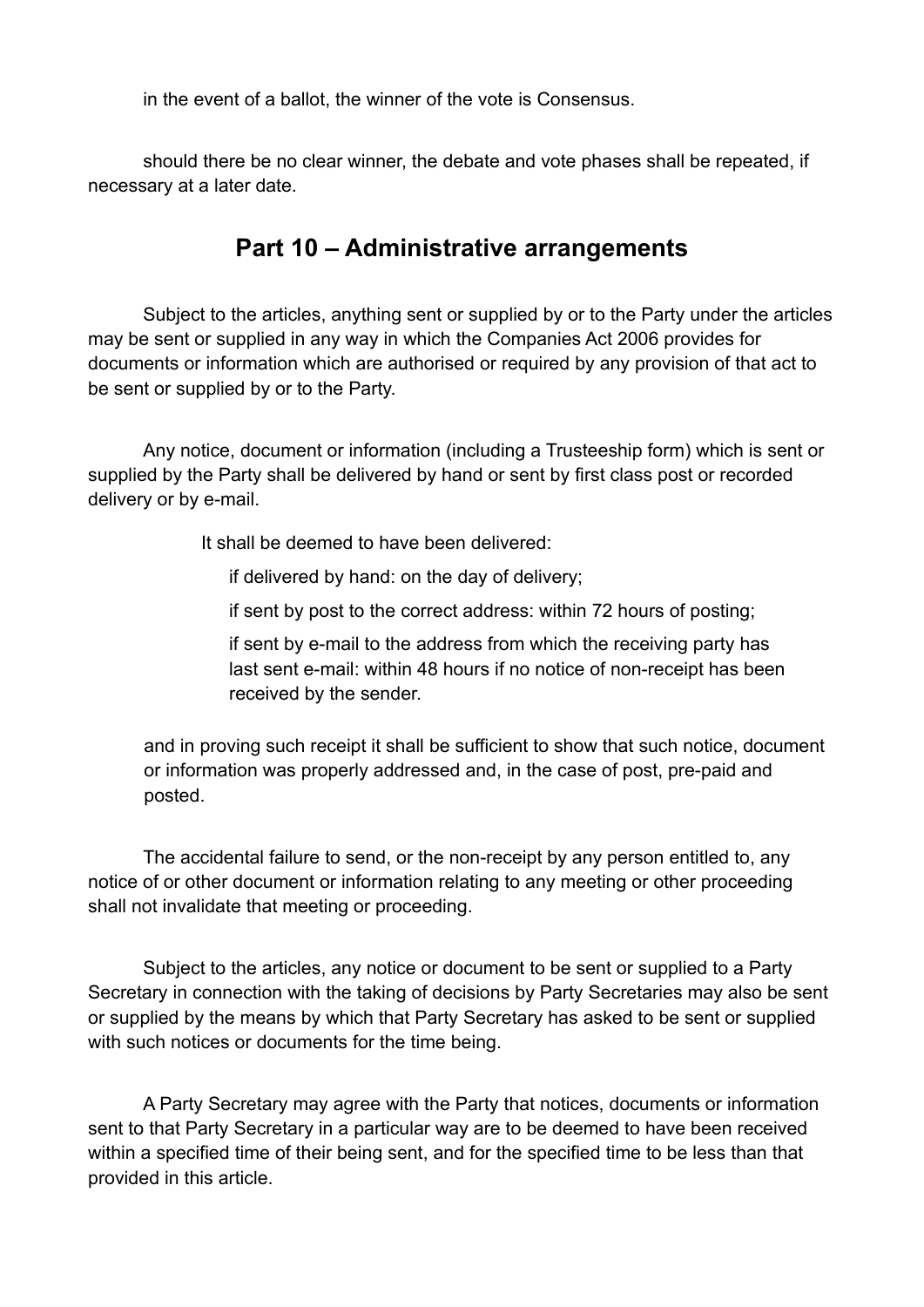in the event of a ballot, the winner of the vote is Consensus.

should there be no clear winner, the debate and vote phases shall be repeated, if necessary at a later date.

## Part 10 – Administrative arrangements

Subject to the articles, anything sent or supplied by or to the Party under the articles may be sent or supplied in any way in which the Companies Act 2006 provides for documents or information which are authorised or required by any provision of that act to be sent or supplied by or to the Party.

Any notice, document or information (including a Trusteeship form) which is sent or supplied by the Party shall be delivered by hand or sent by first class post or recorded delivery or by e-mail.

It shall be deemed to have been delivered:

- if delivered by hand: on the day of delivery;
- if sent by post to the correct address: within 72 hours of posting;
- if sent by e-mail to the address from which the receiving party has last sent e-mail: within 48 hours if no notice of non-receipt has been received by the sender.

and in proving such receipt it shall be sufficient to show that such notice, document or information was properly addressed and, in the case of post, pre-paid and posted.

The accidental failure to send, or the non-receipt by any person entitled to, any notice of or other document or information relating to any meeting or other proceeding shall not invalidate that meeting or proceeding.

Subject to the articles, any notice or document to be sent or supplied to a Party Secretary in connection with the taking of decisions by Party Secretaries may also be sent or supplied by the means by which that Party Secretary has asked to be sent or supplied with such notices or documents for the time being.

A Party Secretary may agree with the Party that notices, documents or information sent to that Party Secretary in a particular way are to be deemed to have been received within a specified time of their being sent, and for the specified time to be less than that provided in this article.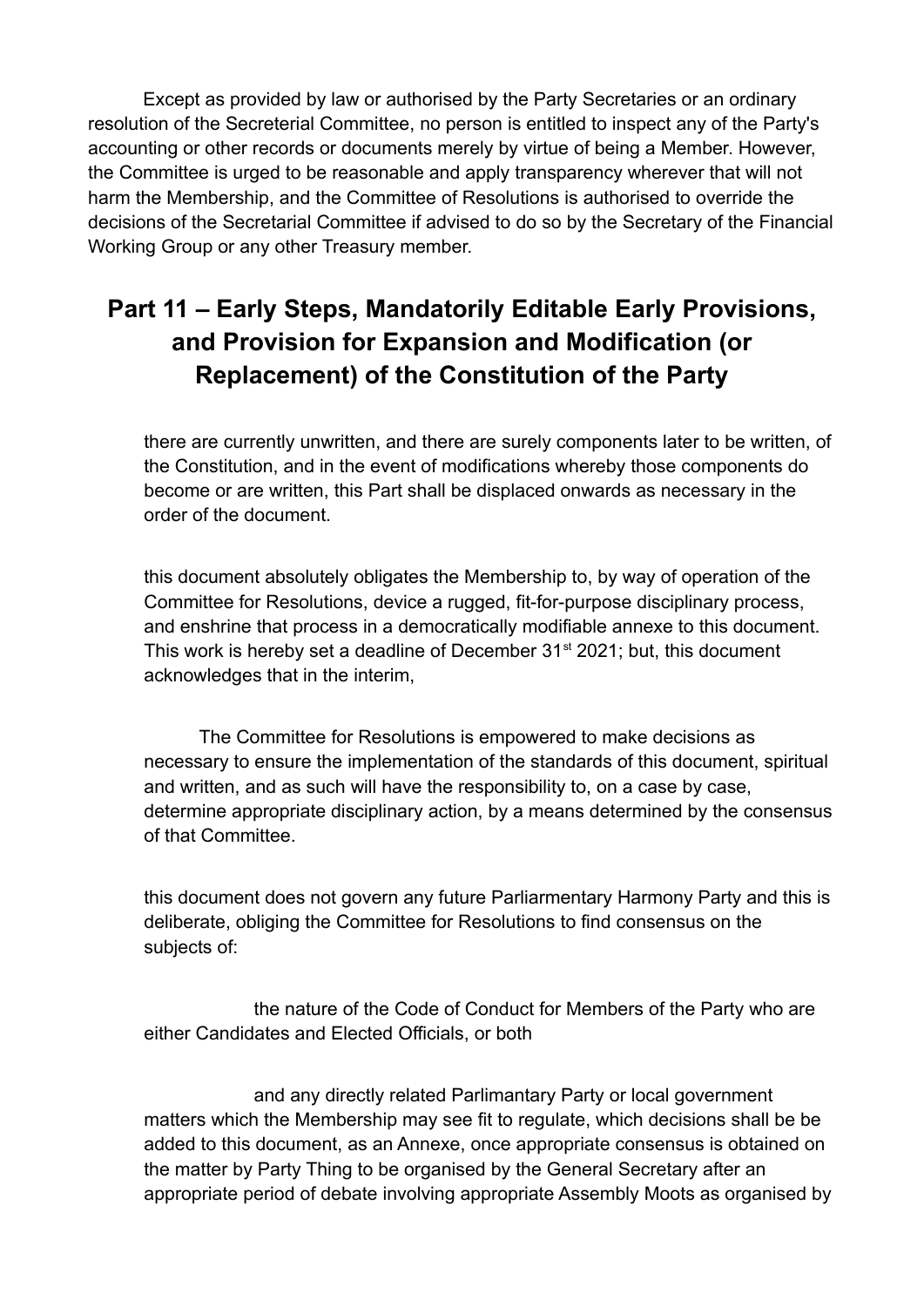Except as provided by law or authorised by the Party Secretaries or an ordinary resolution of the Secreterial Committee, no person is entitled to inspect any of the Party's accounting or other records or documents merely by virtue of being a Member. However, the Committee is urged to be reasonable and apply transparency wherever that will not harm the Membership, and the Committee of Resolutions is authorised to override the decisions of the Secretarial Committee if advised to do so by the Secretary of the Financial Working Group or any other Treasury member.

## Part 11 – Early Steps, Mandatorily Editable Early Provisions, and Provision for Expansion and Modification (or Replacement) of the Constitution of the Party

there are currently unwritten, and there are surely components later to be written, of the Constitution, and in the event of modifications whereby those components do become or are written, this Part shall be displaced onwards as necessary in the order of the document.

this document absolutely obligates the Membership to, by way of operation of the Committee for Resolutions, device a rugged, fit-for-purpose disciplinary process, and enshrine that process in a democratically modifiable annexe to this document. This work is hereby set a deadline of December 31st 2021; but, this document acknowledges that in the interim,

The Committee for Resolutions is empowered to make decisions as necessary to ensure the implementation of the standards of this document, spiritual and written, and as such will have the responsibility to, on a case by case, determine appropriate disciplinary action, by a means determined by the consensus of that Committee.

this document does not govern any future Parliarmentary Harmony Party and this is deliberate, obliging the Committee for Resolutions to find consensus on the subjects of:

the nature of the Code of Conduct for Members of the Party who are either Candidates and Elected Officials, or both

and any directly related Parlimantary Party or local government matters which the Membership may see fit to regulate, which decisions shall be be added to this document, as an Annexe, once appropriate consensus is obtained on the matter by Party Thing to be organised by the General Secretary after an appropriate period of debate involving appropriate Assembly Moots as organised by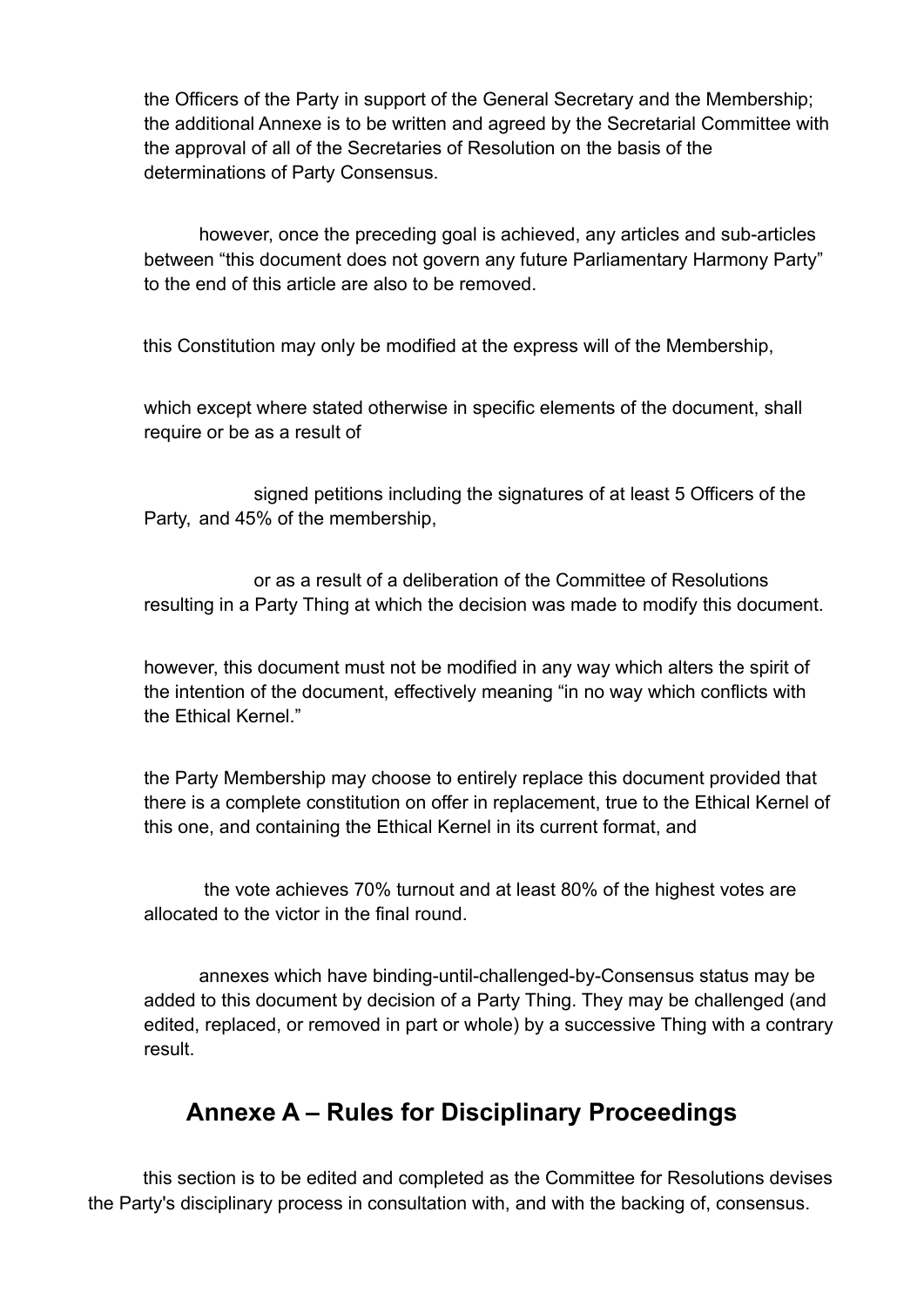the Officers of the Party in support of the General Secretary and the Membership; the additional Annexe is to be written and agreed by the Secretarial Committee with the approval of all of the Secretaries of Resolution on the basis of the determinations of Party Consensus.

however, once the preceding goal is achieved, any articles and sub-articles between "this document does not govern any future Parliamentary Harmony Party" to the end of this article are also to be removed.

this Constitution may only be modified at the express will of the Membership,

which except where stated otherwise in specific elements of the document, shall require or be as a result of

signed petitions including the signatures of at least 5 Officers of the Party, and 45% of the membership,

or as a result of a deliberation of the Committee of Resolutions resulting in a Party Thing at which the decision was made to modify this document.

however, this document must not be modified in any way which alters the spirit of the intention of the document, effectively meaning "in no way which conflicts with the Ethical Kernel."

the Party Membership may choose to entirely replace this document provided that there is a complete constitution on offer in replacement, true to the Ethical Kernel of this one, and containing the Ethical Kernel in its current format, and

the vote achieves 70% turnout and at least 80% of the highest votes are allocated to the victor in the final round.

annexes which have binding-until-challenged-by-Consensus status may be added to this document by decision of a Party Thing. They may be challenged (and edited, replaced, or removed in part or whole) by a successive Thing with a contrary result.

## Annexe A – Rules for Disciplinary Proceedings

this section is to be edited and completed as the Committee for Resolutions devises the Party's disciplinary process in consultation with, and with the backing of, consensus.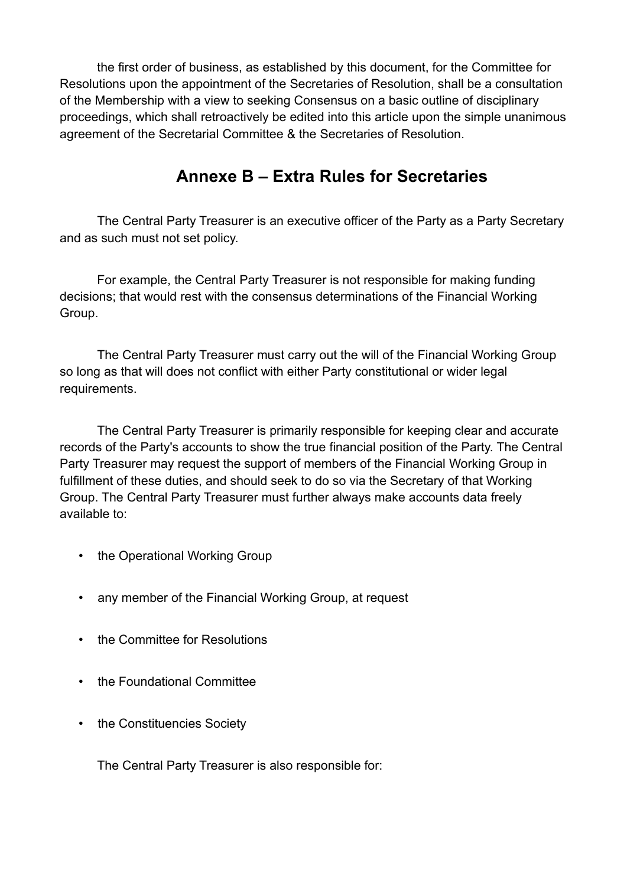the first order of business, as established by this document, for the Committee for Resolutions upon the appointment of the Secretaries of Resolution, shall be a consultation of the Membership with a view to seeking Consensus on a basic outline of disciplinary proceedings, which shall retroactively be edited into this article upon the simple unanimous agreement of the Secretarial Committee & the Secretaries of Resolution.

## Annexe B – Extra Rules for Secretaries

The Central Party Treasurer is an executive officer of the Party as a Party Secretary and as such must not set policy.

For example, the Central Party Treasurer is not responsible for making funding decisions; that would rest with the consensus determinations of the Financial Working Group.

The Central Party Treasurer must carry out the will of the Financial Working Group so long as that will does not conflict with either Party constitutional or wider legal requirements.

The Central Party Treasurer is primarily responsible for keeping clear and accurate records of the Party's accounts to show the true financial position of the Party. The Central Party Treasurer may request the support of members of the Financial Working Group in fulfillment of these duties, and should seek to do so via the Secretary of that Working Group. The Central Party Treasurer must further always make accounts data freely available to:

- the Operational Working Group
- any member of the Financial Working Group, at request
- the Committee for Resolutions
- the Foundational Committee
- the Constituencies Society

The Central Party Treasurer is also responsible for: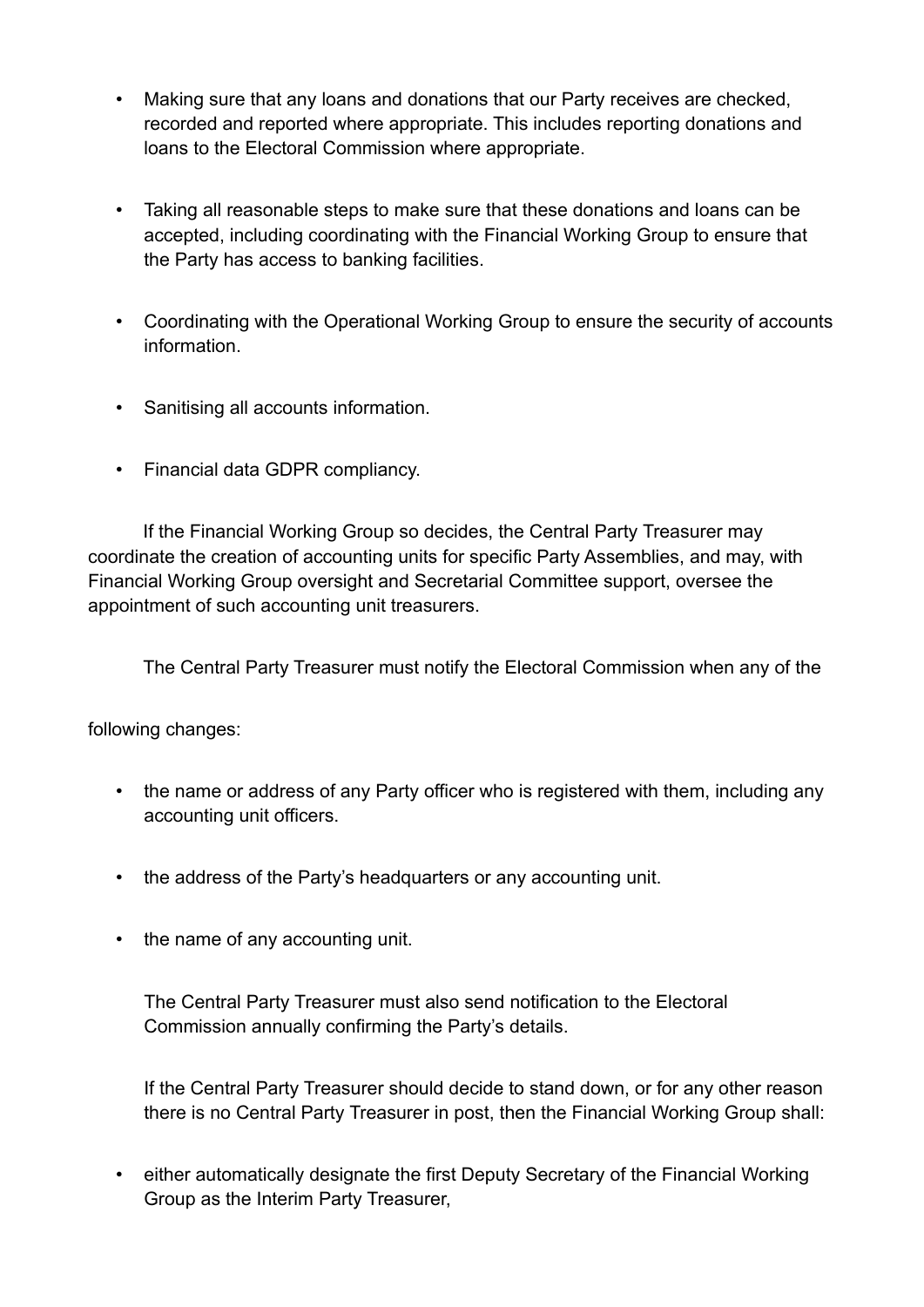- Making sure that any loans and donations that our Party receives are checked, recorded and reported where appropriate. This includes reporting donations and loans to the Electoral Commission where appropriate.

- Taking all reasonable steps to make sure that these donations and loans can be accepted, including coordinating with the Financial Working Group to ensure that the Party has access to banking facilities.

- Coordinating with the Operational Working Group to ensure the security of accounts information.

- Sanitising all accounts information.

- Financial data GDPR compliancy.

If the Financial Working Group so decides, the Central Party Treasurer may coordinate the creation of accounting units for specific Party Assemblies, and may, with Financial Working Group oversight and Secretarial Committee support, oversee the appointment of such accounting unit treasurers.

The Central Party Treasurer must notify the Electoral Commission when any of the following changes:

- the name or address of any Party officer who is registered with them, including any accounting unit officers.

- the address of the Party's headquarters or any accounting unit.

- the name of any accounting unit.

The Central Party Treasurer must also send notification to the Electoral Commission annually confirming the Party's details.

If the Central Party Treasurer should decide to stand down, or for any other reason there is no Central Party Treasurer in post, then the Financial Working Group shall:

- either automatically designate the first Deputy Secretary of the Financial Working Group as the Interim Party Treasurer,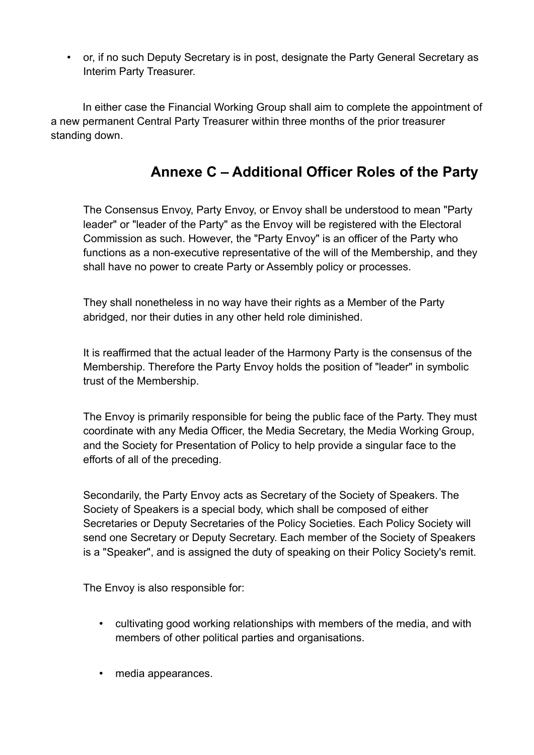- or, if no such Deputy Secretary is in post, designate the Party General Secretary as Interim Party Treasurer.

In either case the Financial Working Group shall aim to complete the appointment of a new permanent Central Party Treasurer within three months of the prior treasurer standing down.

## Annexe C – Additional Officer Roles of the Party

The Consensus Envoy, Party Envoy, or Envoy shall be understood to mean "Party leader" or "leader of the Party" as the Envoy will be registered with the Electoral Commission as such. However, the "Party Envoy" is an officer of the Party who functions as a non-executive representative of the will of the Membership, and they shall have no power to create Party or Assembly policy or processes.

They shall nonetheless in no way have their rights as a Member of the Party abridged, nor their duties in any other held role diminished.

It is reaffirmed that the actual leader of the Harmony Party is the consensus of the Membership. Therefore the Party Envoy holds the position of "leader" in symbolic trust of the Membership.

The Envoy is primarily responsible for being the public face of the Party. They must coordinate with any Media Officer, the Media Secretary, the Media Working Group, and the Society for Presentation of Policy to help provide a singular face to the efforts of all of the preceding.

Secondarily, the Party Envoy acts as Secretary of the Society of Speakers. The Society of Speakers is a special body, which shall be composed of either Secretaries or Deputy Secretaries of the Policy Societies. Each Policy Society will send one Secretary or Deputy Secretary. Each member of the Society of Speakers is a "Speaker", and is assigned the duty of speaking on their Policy Society's remit.

The Envoy is also responsible for:

- cultivating good working relationships with members of the media, and with members of other political parties and organisations.
- media appearances.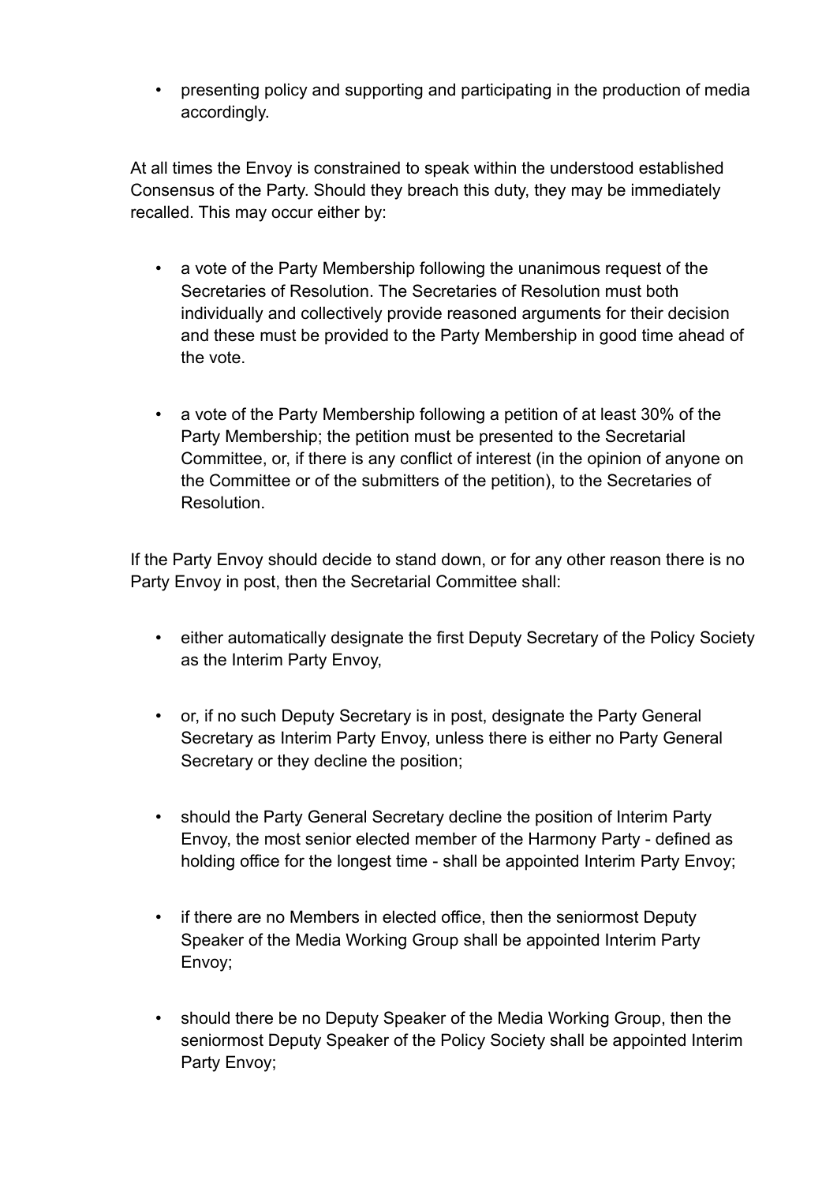- presenting policy and supporting and participating in the production of media accordingly.

At all times the Envoy is constrained to speak within the understood established Consensus of the Party. Should they breach this duty, they may be immediately recalled. This may occur either by:

- a vote of the Party Membership following the unanimous request of the Secretaries of Resolution. The Secretaries of Resolution must both individually and collectively provide reasoned arguments for their decision and these must be provided to the Party Membership in good time ahead of the vote.

- a vote of the Party Membership following a petition of at least 30% of the Party Membership; the petition must be presented to the Secretarial Committee, or, if there is any conflict of interest (in the opinion of anyone on the Committee or of the submitters of the petition), to the Secretaries of Resolution.

If the Party Envoy should decide to stand down, or for any other reason there is no Party Envoy in post, then the Secretarial Committee shall:

- either automatically designate the first Deputy Secretary of the Policy Society as the Interim Party Envoy,

- or, if no such Deputy Secretary is in post, designate the Party General Secretary as Interim Party Envoy, unless there is either no Party General Secretary or they decline the position;

- should the Party General Secretary decline the position of Interim Party Envoy, the most senior elected member of the Harmony Party - defined as holding office for the longest time - shall be appointed Interim Party Envoy;

- if there are no Members in elected office, then the seniormost Deputy Speaker of the Media Working Group shall be appointed Interim Party Envoy;

- should there be no Deputy Speaker of the Media Working Group, then the seniormost Deputy Speaker of the Policy Society shall be appointed Interim Party Envoy;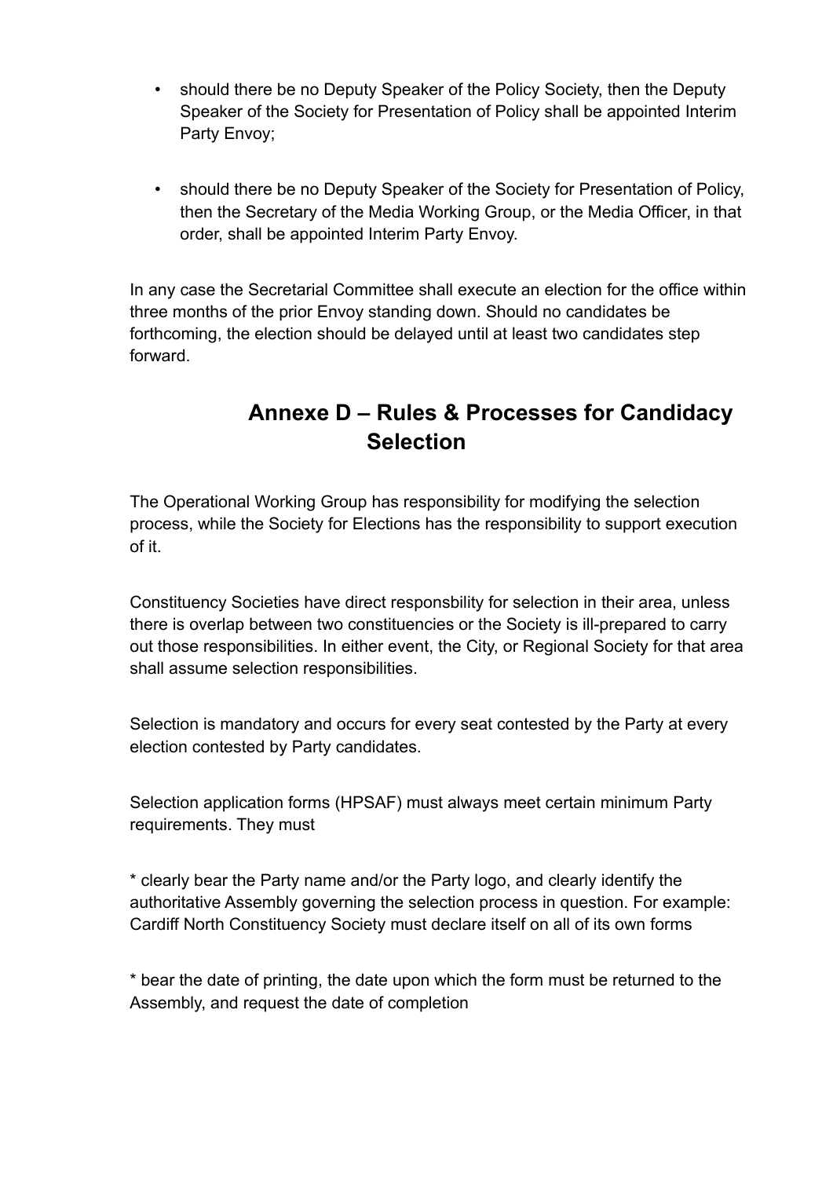- should there be no Deputy Speaker of the Policy Society, then the Deputy Speaker of the Society for Presentation of Policy shall be appointed Interim Party Envoy;

- should there be no Deputy Speaker of the Society for Presentation of Policy, then the Secretary of the Media Working Group, or the Media Officer, in that order, shall be appointed Interim Party Envoy.

In any case the Secretarial Committee shall execute an election for the office within three months of the prior Envoy standing down. Should no candidates be forthcoming, the election should be delayed until at least two candidates step forward.

## Annexe D – Rules & Processes for Candidacy Selection

The Operational Working Group has responsibility for modifying the selection process, while the Society for Elections has the responsibility to support execution of it.

Constituency Societies have direct responsbility for selection in their area, unless there is overlap between two constituencies or the Society is ill-prepared to carry out those responsibilities. In either event, the City, or Regional Society for that area shall assume selection responsibilities.

Selection is mandatory and occurs for every seat contested by the Party at every election contested by Party candidates.

Selection application forms (HPSAF) must always meet certain minimum Party requirements. They must

* clearly bear the Party name and/or the Party logo, and clearly identify the authoritative Assembly governing the selection process in question. For example: Cardiff North Constituency Society must declare itself on all of its own forms

* bear the date of printing, the date upon which the form must be returned to the Assembly, and request the date of completion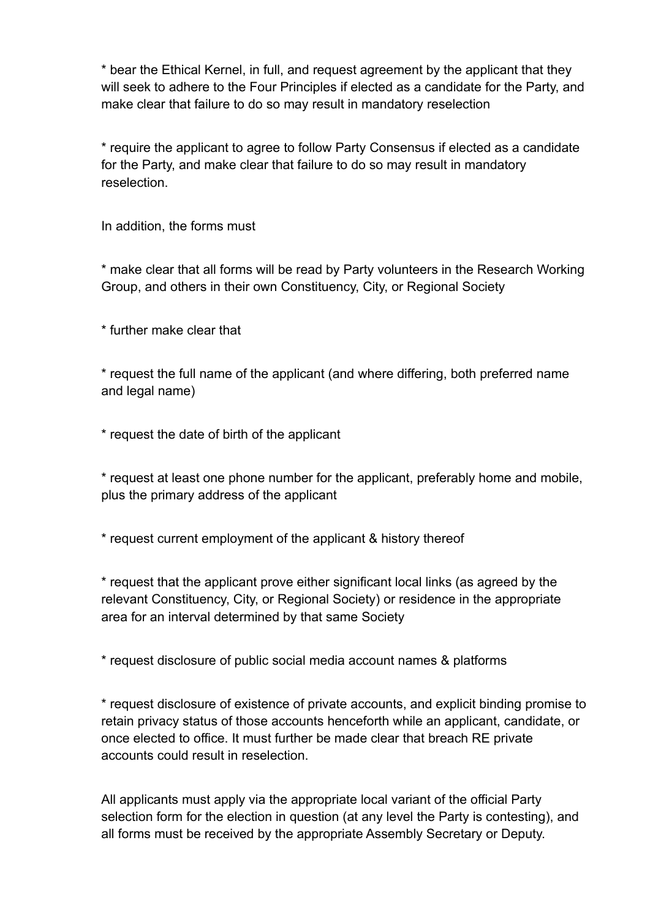* bear the Ethical Kernel, in full, and request agreement by the applicant that they will seek to adhere to the Four Principles if elected as a candidate for the Party, and make clear that failure to do so may result in mandatory reselection

* require the applicant to agree to follow Party Consensus if elected as a candidate for the Party, and make clear that failure to do so may result in mandatory reselection.

In addition, the forms must

* make clear that all forms will be read by Party volunteers in the Research Working Group, and others in their own Constituency, City, or Regional Society

* further make clear that

* request the full name of the applicant (and where differing, both preferred name and legal name)

* request the date of birth of the applicant

* request at least one phone number for the applicant, preferably home and mobile, plus the primary address of the applicant

* request current employment of the applicant & history thereof

* request that the applicant prove either significant local links (as agreed by the relevant Constituency, City, or Regional Society) or residence in the appropriate area for an interval determined by that same Society

* request disclosure of public social media account names & platforms

* request disclosure of existence of private accounts, and explicit binding promise to retain privacy status of those accounts henceforth while an applicant, candidate, or once elected to office. It must further be made clear that breach RE private accounts could result in reselection.

All applicants must apply via the appropriate local variant of the official Party selection form for the election in question (at any level the Party is contesting), and all forms must be received by the appropriate Assembly Secretary or Deputy.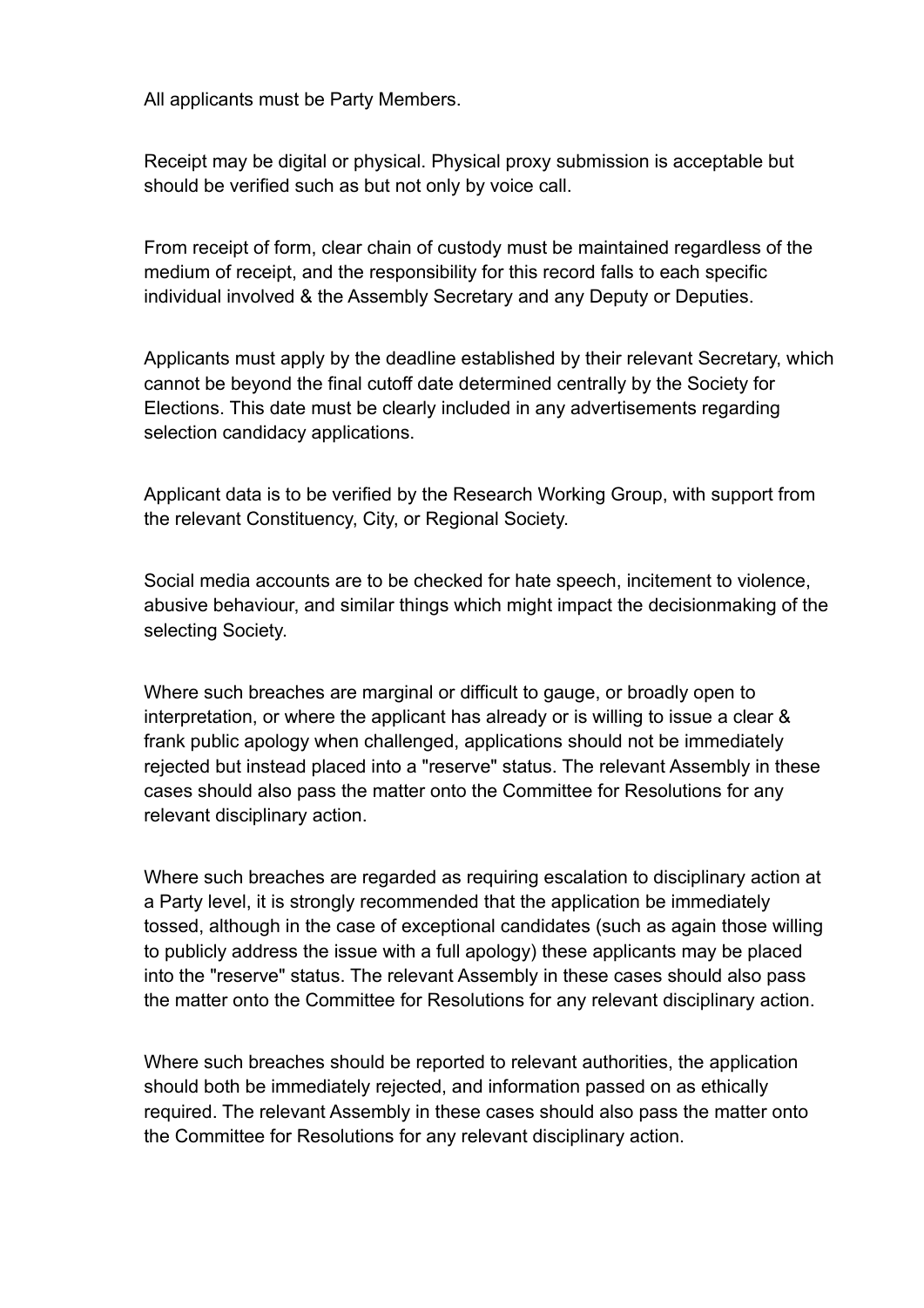All applicants must be Party Members.

Receipt may be digital or physical. Physical proxy submission is acceptable but should be verified such as but not only by voice call.

From receipt of form, clear chain of custody must be maintained regardless of the medium of receipt, and the responsibility for this record falls to each specific individual involved & the Assembly Secretary and any Deputy or Deputies.

Applicants must apply by the deadline established by their relevant Secretary, which cannot be beyond the final cutoff date determined centrally by the Society for Elections. This date must be clearly included in any advertisements regarding selection candidacy applications.

Applicant data is to be verified by the Research Working Group, with support from the relevant Constituency, City, or Regional Society.

Social media accounts are to be checked for hate speech, incitement to violence, abusive behaviour, and similar things which might impact the decisionmaking of the selecting Society.

Where such breaches are marginal or difficult to gauge, or broadly open to interpretation, or where the applicant has already or is willing to issue a clear & frank public apology when challenged, applications should not be immediately rejected but instead placed into a "reserve" status. The relevant Assembly in these cases should also pass the matter onto the Committee for Resolutions for any relevant disciplinary action.

Where such breaches are regarded as requiring escalation to disciplinary action at a Party level, it is strongly recommended that the application be immediately tossed, although in the case of exceptional candidates (such as again those willing to publicly address the issue with a full apology) these applicants may be placed into the "reserve" status. The relevant Assembly in these cases should also pass the matter onto the Committee for Resolutions for any relevant disciplinary action.

Where such breaches should be reported to relevant authorities, the application should both be immediately rejected, and information passed on as ethically required. The relevant Assembly in these cases should also pass the matter onto the Committee for Resolutions for any relevant disciplinary action.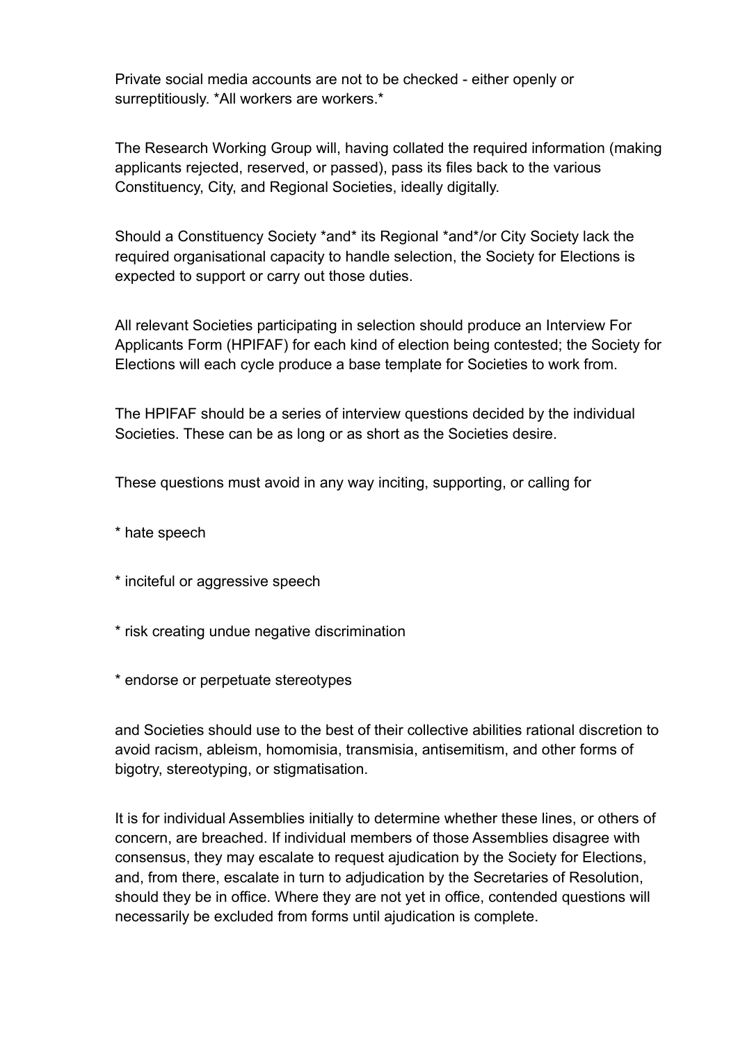Private social media accounts are not to be checked - either openly or surreptitiously. *All workers are workers.*

The Research Working Group will, having collated the required information (making applicants rejected, reserved, or passed), pass its files back to the various Constituency, City, and Regional Societies, ideally digitally.

Should a Constituency Society *and* its Regional *and*/or City Society lack the required organisational capacity to handle selection, the Society for Elections is expected to support or carry out those duties.

All relevant Societies participating in selection should produce an Interview For Applicants Form (HPIFAF) for each kind of election being contested; the Society for Elections will each cycle produce a base template for Societies to work from.

The HPIFAF should be a series of interview questions decided by the individual Societies. These can be as long or as short as the Societies desire.

These questions must avoid in any way inciting, supporting, or calling for

* hate speech

* inciteful or aggressive speech

* risk creating undue negative discrimination

* endorse or perpetuate stereotypes

and Societies should use to the best of their collective abilities rational discretion to avoid racism, ableism, homomisia, transmisia, antisemitism, and other forms of bigotry, stereotyping, or stigmatisation.

It is for individual Assemblies initially to determine whether these lines, or others of concern, are breached. If individual members of those Assemblies disagree with consensus, they may escalate to request ajudication by the Society for Elections, and, from there, escalate in turn to adjudication by the Secretaries of Resolution, should they be in office. Where they are not yet in office, contended questions will necessarily be excluded from forms until ajudication is complete.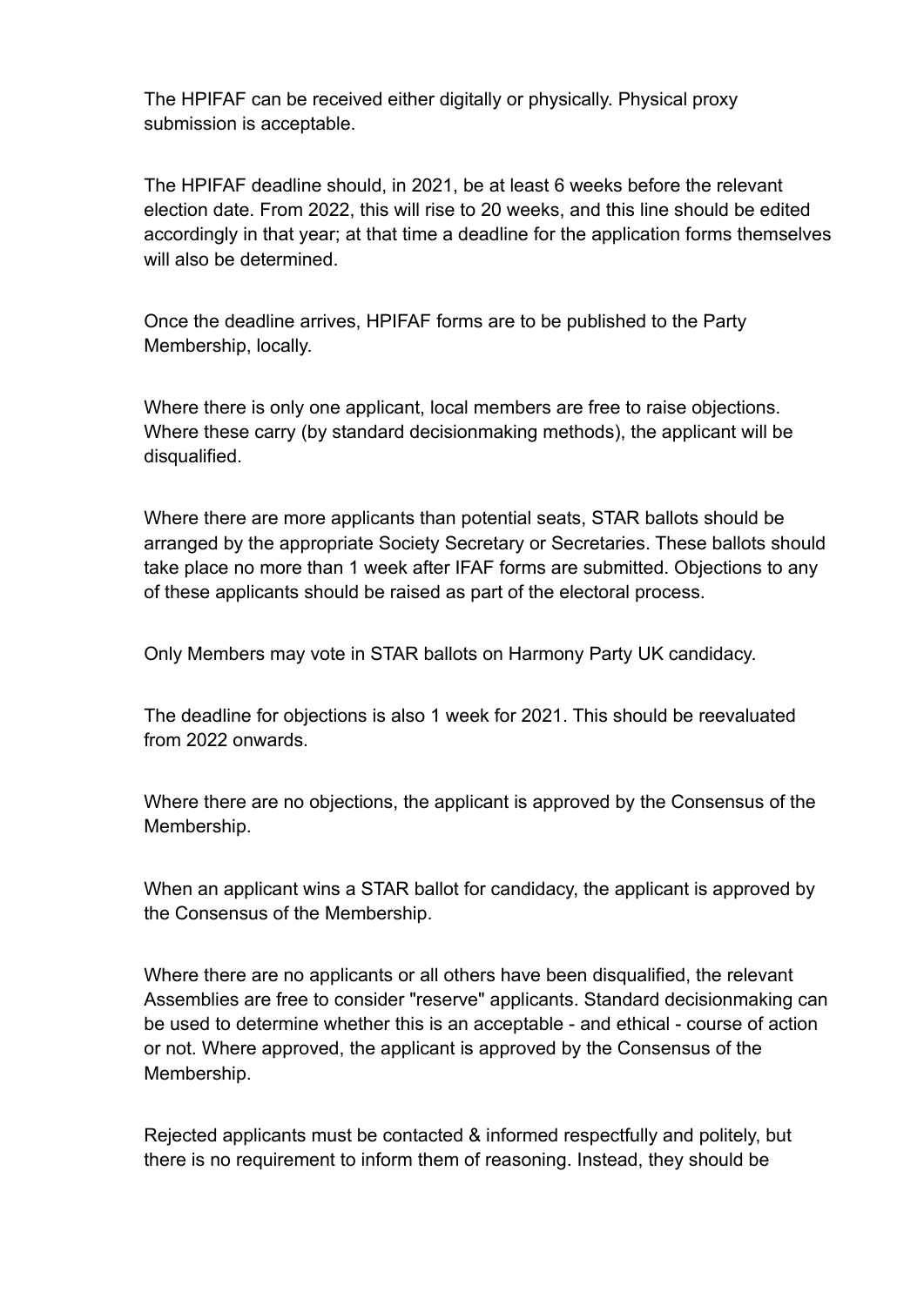The HPIFAF can be received either digitally or physically. Physical proxy submission is acceptable.

The HPIFAF deadline should, in 2021, be at least 6 weeks before the relevant election date. From 2022, this will rise to 20 weeks, and this line should be edited accordingly in that year; at that time a deadline for the application forms themselves will also be determined.

Once the deadline arrives, HPIFAF forms are to be published to the Party Membership, locally.

Where there is only one applicant, local members are free to raise objections. Where these carry (by standard decisionmaking methods), the applicant will be disqualified.

Where there are more applicants than potential seats, STAR ballots should be arranged by the appropriate Society Secretary or Secretaries. These ballots should take place no more than 1 week after IFAF forms are submitted. Objections to any of these applicants should be raised as part of the electoral process.

Only Members may vote in STAR ballots on Harmony Party UK candidacy.

The deadline for objections is also 1 week for 2021. This should be reevaluated from 2022 onwards.

Where there are no objections, the applicant is approved by the Consensus of the Membership.

When an applicant wins a STAR ballot for candidacy, the applicant is approved by the Consensus of the Membership.

Where there are no applicants or all others have been disqualified, the relevant Assemblies are free to consider "reserve" applicants. Standard decisionmaking can be used to determine whether this is an acceptable - and ethical - course of action or not. Where approved, the applicant is approved by the Consensus of the Membership.

Rejected applicants must be contacted & informed respectfully and politely, but there is no requirement to inform them of reasoning. Instead, they should be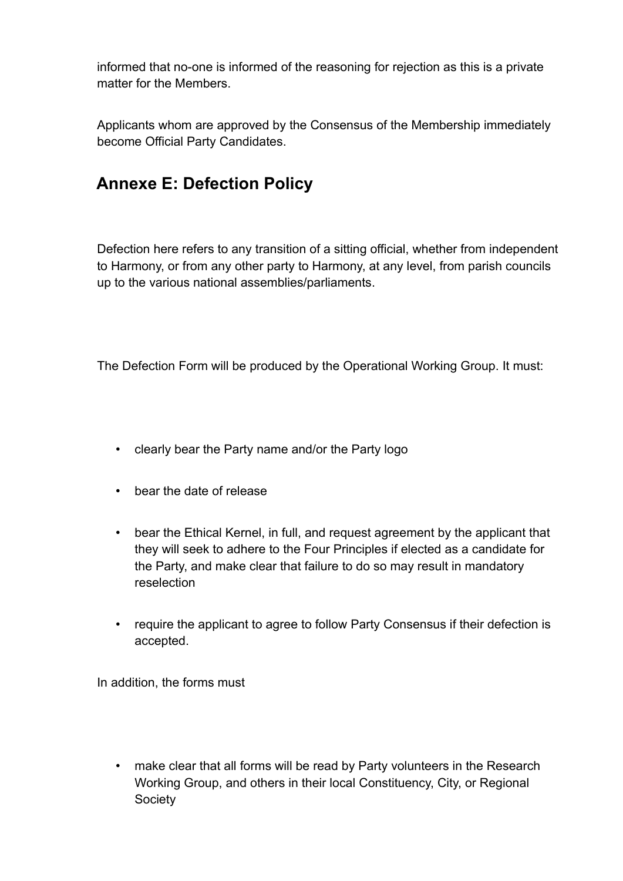informed that no-one is informed of the reasoning for rejection as this is a private matter for the Members.

Applicants whom are approved by the Consensus of the Membership immediately become Official Party Candidates.

## Annexe E: Defection Policy

Defection here refers to any transition of a sitting official, whether from independent to Harmony, or from any other party to Harmony, at any level, from parish councils up to the various national assemblies/parliaments.

The Defection Form will be produced by the Operational Working Group. It must:

- clearly bear the Party name and/or the Party logo
- bear the date of release
- bear the Ethical Kernel, in full, and request agreement by the applicant that they will seek to adhere to the Four Principles if elected as a candidate for the Party, and make clear that failure to do so may result in mandatory reselection
- require the applicant to agree to follow Party Consensus if their defection is accepted.

In addition, the forms must

- make clear that all forms will be read by Party volunteers in the Research Working Group, and others in their local Constituency, City, or Regional Society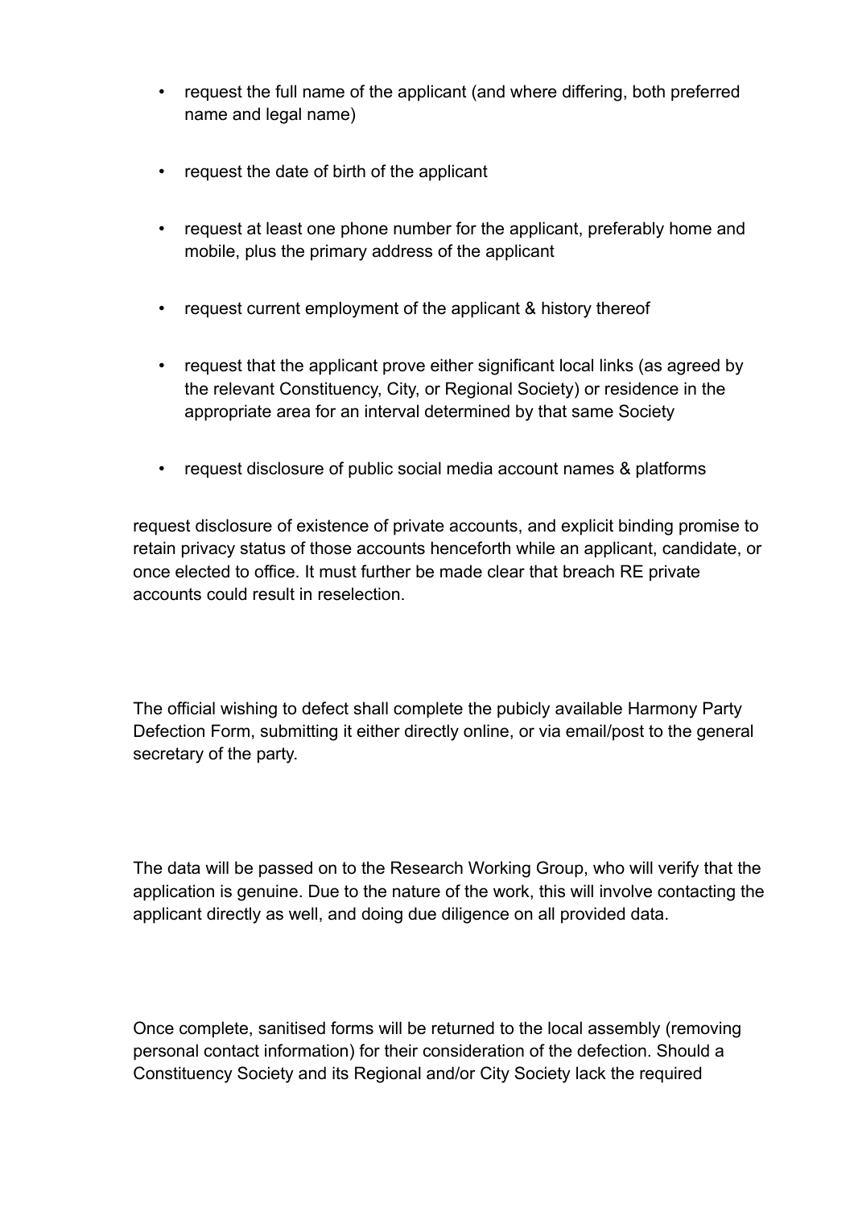- request the full name of the applicant (and where differing, both preferred name and legal name)
- request the date of birth of the applicant
- request at least one phone number for the applicant, preferably home and mobile, plus the primary address of the applicant
- request current employment of the applicant & history thereof
- request that the applicant prove either significant local links (as agreed by the relevant Constituency, City, or Regional Society) or residence in the appropriate area for an interval determined by that same Society
- request disclosure of public social media account names & platforms

request disclosure of existence of private accounts, and explicit binding promise to retain privacy status of those accounts henceforth while an applicant, candidate, or once elected to office. It must further be made clear that breach RE private accounts could result in reselection.

The official wishing to defect shall complete the pubicly available Harmony Party Defection Form, submitting it either directly online, or via email/post to the general secretary of the party.

The data will be passed on to the Research Working Group, who will verify that the application is genuine. Due to the nature of the work, this will involve contacting the applicant directly as well, and doing due diligence on all provided data.

Once complete, sanitised forms will be returned to the local assembly (removing personal contact information) for their consideration of the defection. Should a Constituency Society and its Regional and/or City Society lack the required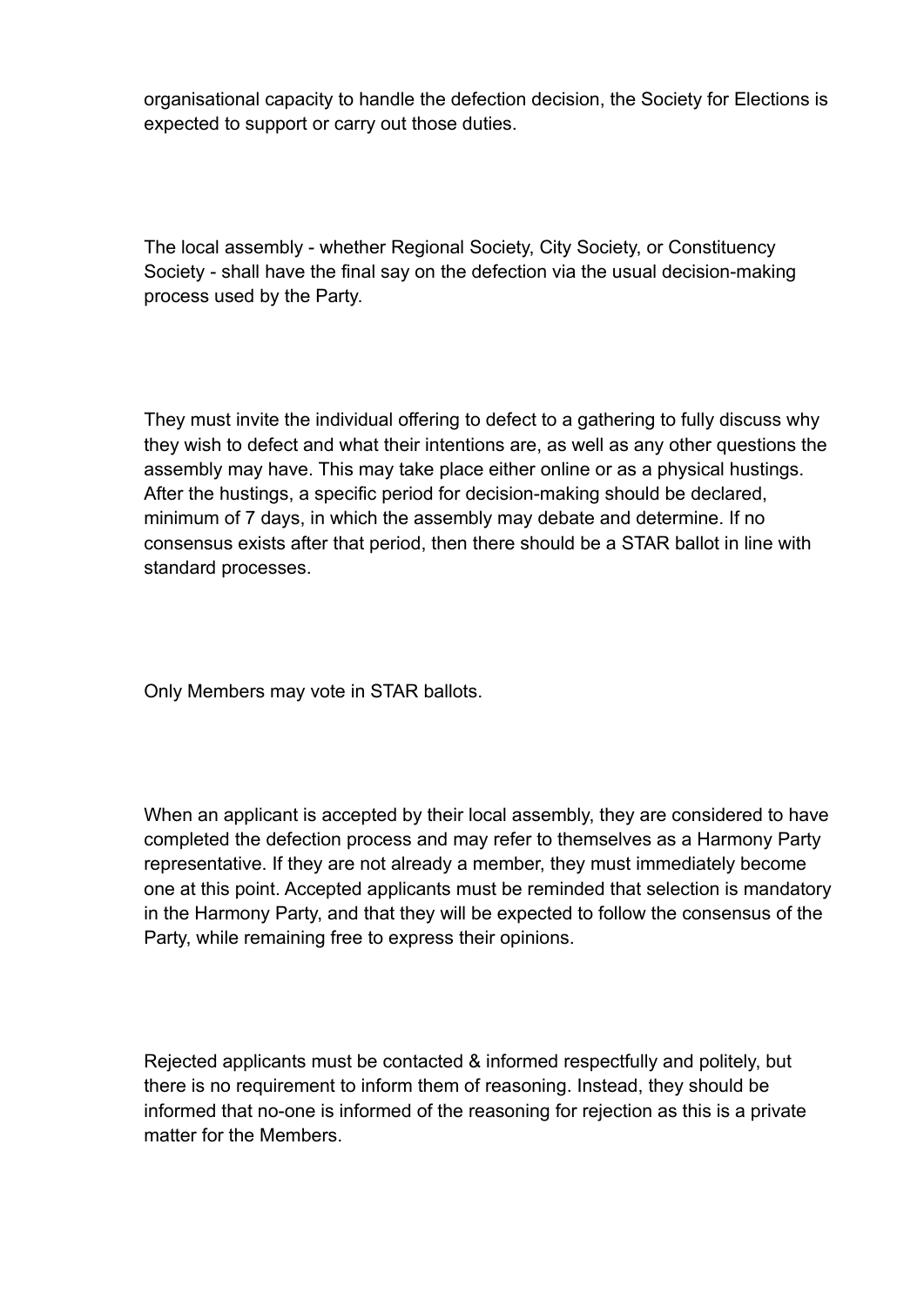organisational capacity to handle the defection decision, the Society for Elections is expected to support or carry out those duties.

The local assembly - whether Regional Society, City Society, or Constituency Society - shall have the final say on the defection via the usual decision-making process used by the Party.

They must invite the individual offering to defect to a gathering to fully discuss why they wish to defect and what their intentions are, as well as any other questions the assembly may have. This may take place either online or as a physical hustings. After the hustings, a specific period for decision-making should be declared, minimum of 7 days, in which the assembly may debate and determine. If no consensus exists after that period, then there should be a STAR ballot in line with standard processes.

Only Members may vote in STAR ballots.

When an applicant is accepted by their local assembly, they are considered to have completed the defection process and may refer to themselves as a Harmony Party representative. If they are not already a member, they must immediately become one at this point. Accepted applicants must be reminded that selection is mandatory in the Harmony Party, and that they will be expected to follow the consensus of the Party, while remaining free to express their opinions.

Rejected applicants must be contacted & informed respectfully and politely, but there is no requirement to inform them of reasoning. Instead, they should be informed that no-one is informed of the reasoning for rejection as this is a private matter for the Members.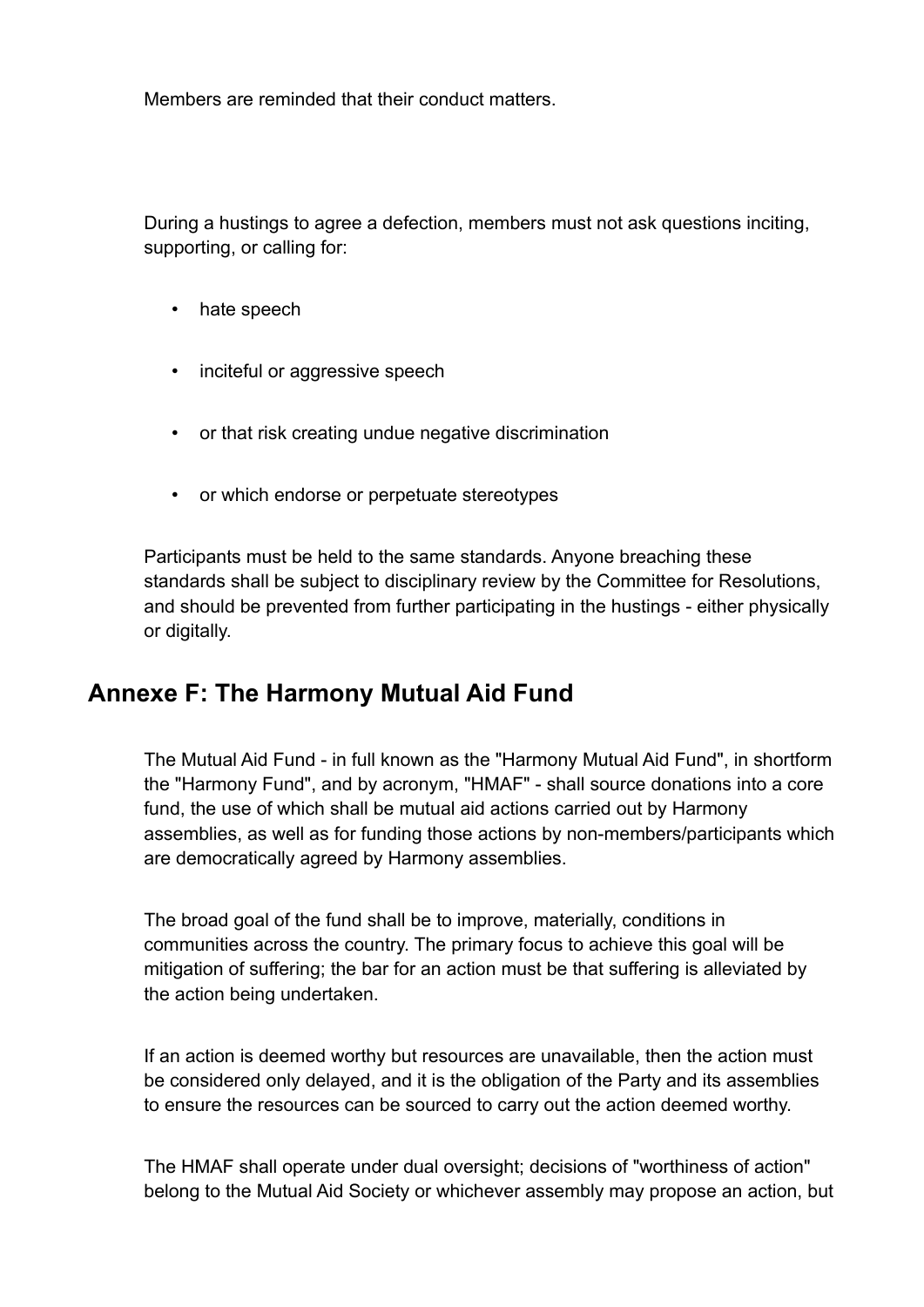Members are reminded that their conduct matters.

During a hustings to agree a defection, members must not ask questions inciting, supporting, or calling for:

- hate speech
- inciteful or aggressive speech
- or that risk creating undue negative discrimination
- or which endorse or perpetuate stereotypes

Participants must be held to the same standards. Anyone breaching these standards shall be subject to disciplinary review by the Committee for Resolutions, and should be prevented from further participating in the hustings - either physically or digitally.

## Annexe F: The Harmony Mutual Aid Fund

The Mutual Aid Fund - in full known as the "Harmony Mutual Aid Fund", in shortform the "Harmony Fund", and by acronym, "HMAF" - shall source donations into a core fund, the use of which shall be mutual aid actions carried out by Harmony assemblies, as well as for funding those actions by non-members/participants which are democratically agreed by Harmony assemblies.

The broad goal of the fund shall be to improve, materially, conditions in communities across the country. The primary focus to achieve this goal will be mitigation of suffering; the bar for an action must be that suffering is alleviated by the action being undertaken.

If an action is deemed worthy but resources are unavailable, then the action must be considered only delayed, and it is the obligation of the Party and its assemblies to ensure the resources can be sourced to carry out the action deemed worthy.

The HMAF shall operate under dual oversight; decisions of "worthiness of action" belong to the Mutual Aid Society or whichever assembly may propose an action, but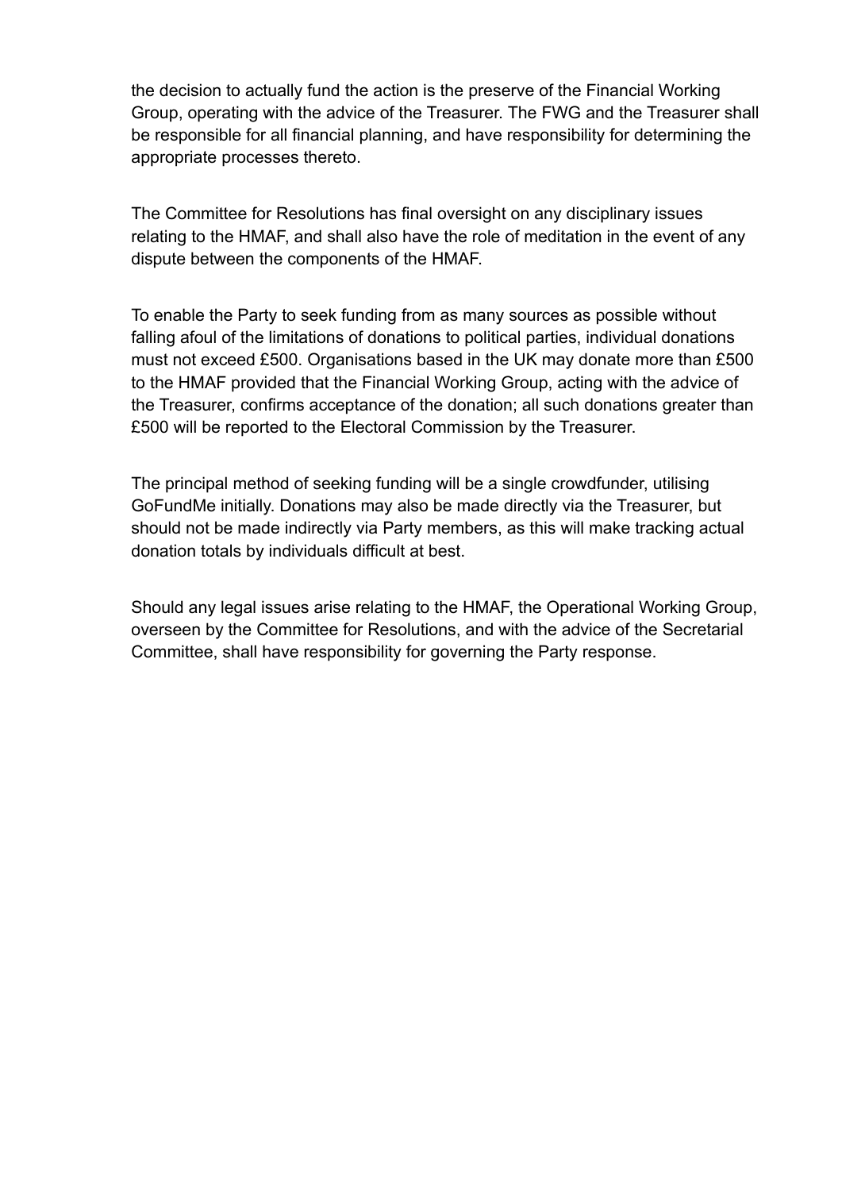the decision to actually fund the action is the preserve of the Financial Working Group, operating with the advice of the Treasurer. The FWG and the Treasurer shall be responsible for all financial planning, and have responsibility for determining the appropriate processes thereto.

The Committee for Resolutions has final oversight on any disciplinary issues relating to the HMAF, and shall also have the role of meditation in the event of any dispute between the components of the HMAF.

To enable the Party to seek funding from as many sources as possible without falling afoul of the limitations of donations to political parties, individual donations must not exceed £500. Organisations based in the UK may donate more than £500 to the HMAF provided that the Financial Working Group, acting with the advice of the Treasurer, confirms acceptance of the donation; all such donations greater than £500 will be reported to the Electoral Commission by the Treasurer.

The principal method of seeking funding will be a single crowdfunder, utilising GoFundMe initially. Donations may also be made directly via the Treasurer, but should not be made indirectly via Party members, as this will make tracking actual donation totals by individuals difficult at best.

Should any legal issues arise relating to the HMAF, the Operational Working Group, overseen by the Committee for Resolutions, and with the advice of the Secretarial Committee, shall have responsibility for governing the Party response.